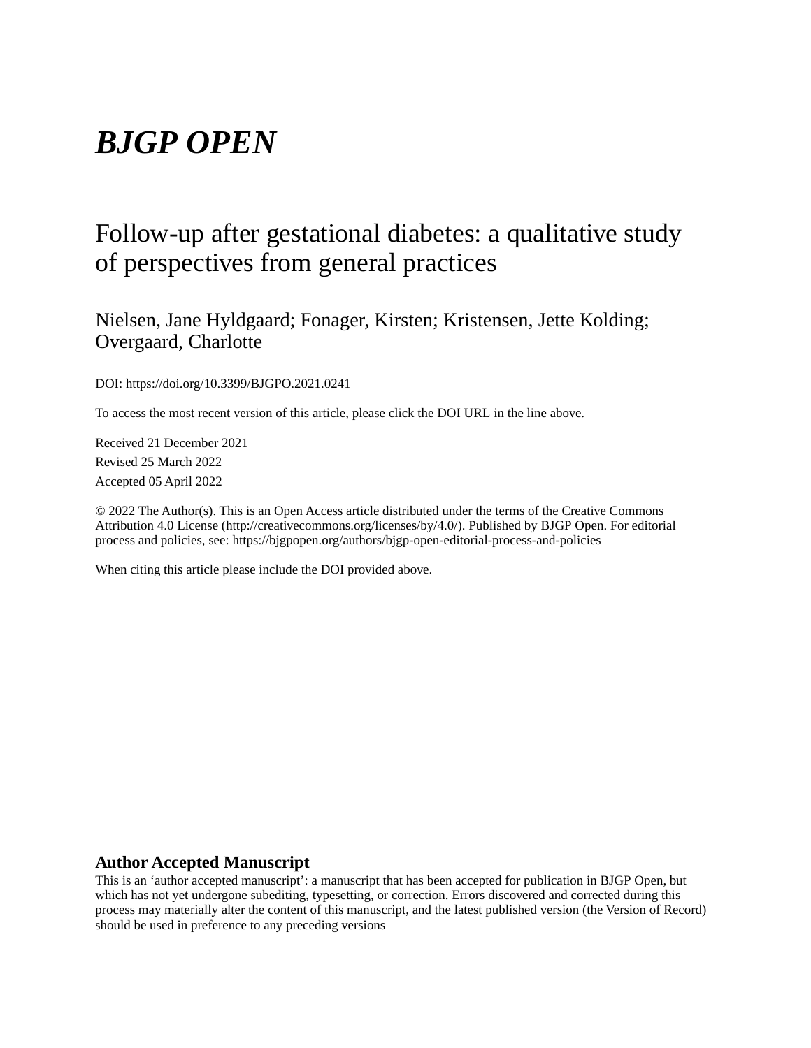# *BJGP OPEN*

## Follow-up after gestational diabetes: a qualitative study of perspectives from general practices

Nielsen, Jane Hyldgaard; Fonager, Kirsten; Kristensen, Jette Kolding; Overgaard, Charlotte

DOI: https://doi.org/10.3399/BJGPO.2021.0241

To access the most recent version of this article, please click the DOI URL in the line above.

Received 21 December 2021

Revised 25 March 2022

Accepted 05 April 2022

© 2022 The Author(s). This is an Open Access article distributed under the terms of the Creative Commons Attribution 4.0 License (http://creativecommons.org/licenses/by/4.0/). Published by BJGP Open. For editorial process and policies, see: https://bjgpopen.org/authors/bjgp-open-editorial-process-and-policies

When citing this article please include the DOI provided above.

**Author Accepted Manuscript**

This is an 'author accepted manuscript': a manuscript that has been accepted for publication in BJGP Open, but which has not yet undergone subediting, typesetting, or correction. Errors discovered and corrected during this process may materially alter the content of this manuscript, and the latest published version (the Version of Record) should be used in preference to any preceding versions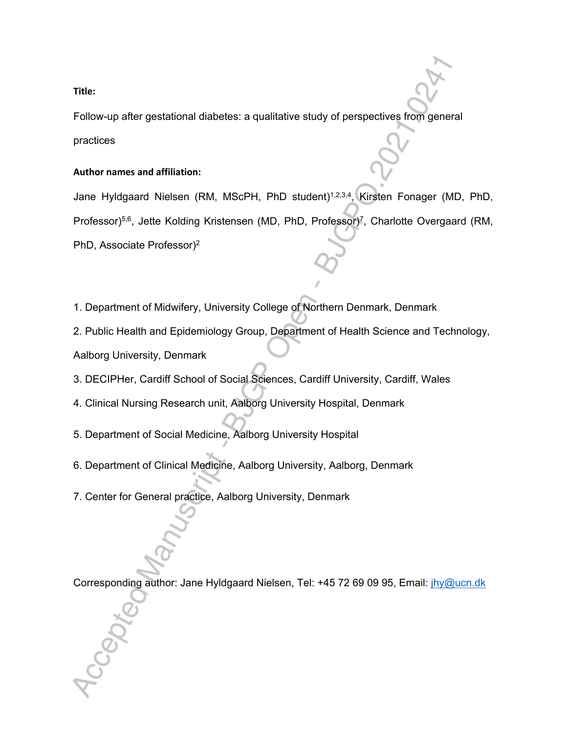**Title:**

Follow-up after gestational diabetes: a qualitative study of perspectives from general practices

**Author names and affiliation:**

Jane Hyldgaard Nielsen (RM, MScPH, PhD student)[1,2,3,4], Kirsten Fonager (MD, PhD, Professor)[5,6], Jette Kolding Kristensen (MD, PhD, Professor)[7], Charlotte Overgaard (RM, PhD, Associate Professor)[2]

1. Department of Midwifery, University College of Northern Denmark, Denmark
2. Public Health and Epidemiology Group, Department of Health Science and Technology, Aalborg University, Denmark
3. DECIPHer, Cardiff School of Social Sciences, Cardiff University, Cardiff, Wales
4. Clinical Nursing Research unit, Aalborg University Hospital, Denmark
5. Department of Social Medicine, Aalborg University Hospital
6. Department of Clinical Medicine, Aalborg University, Aalborg, Denmark
7. Center for General practice, Aalborg University, Denmark

Corresponding author: Jane Hyldgaard Nielsen, Tel: +45 72 69 09 95, Email: jhy@ucn.dk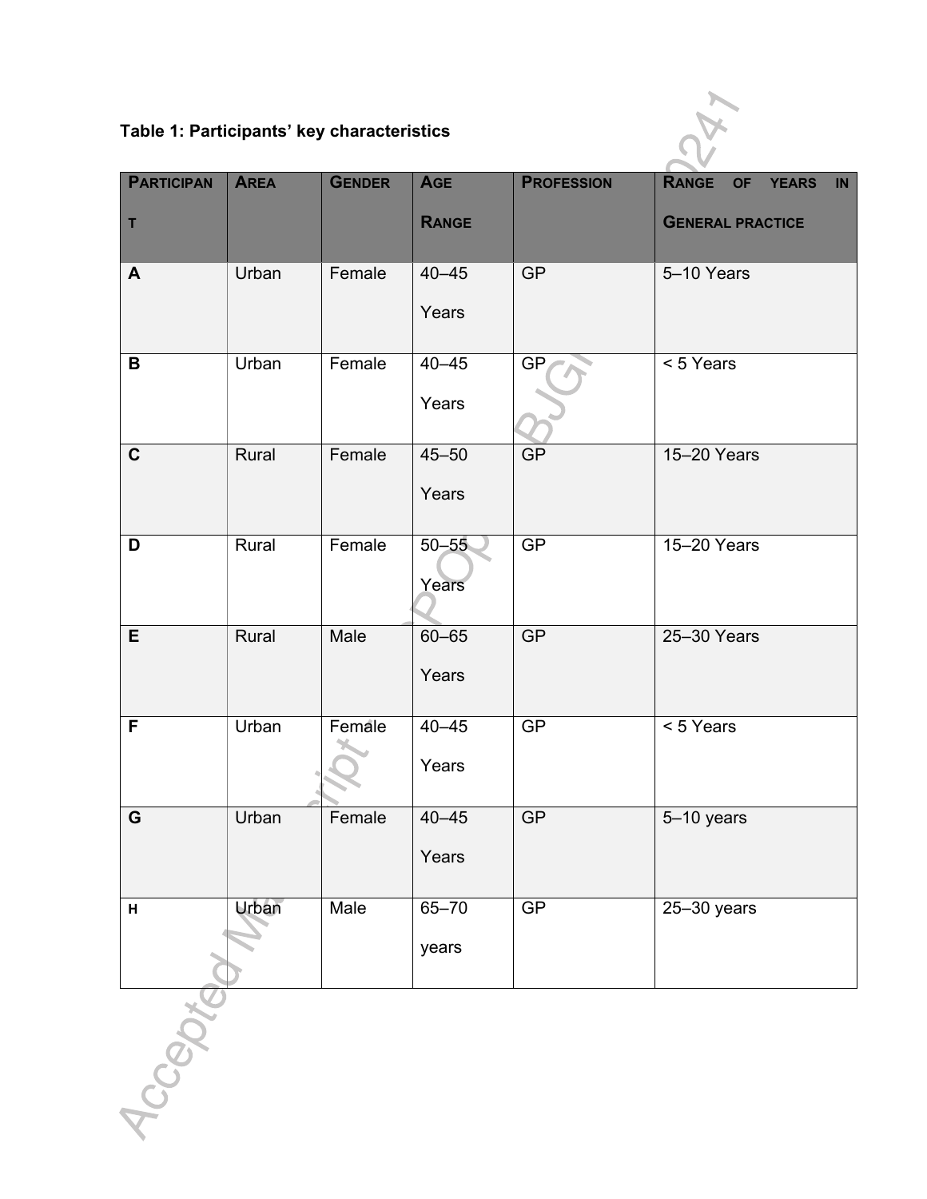**Table 1: Participants' key characteristics**

| Participant | Area | Gender | Age Range | Profession | Range of years in General practice |
|---|---|---|---|---|---|
| A | Urban | Female | 40–45 Years | GP | 5–10 Years |
| B | Urban | Female | 40–45 Years | GP | < 5 Years |
| C | Rural | Female | 45–50 Years | GP | 15–20 Years |
| D | Rural | Female | 50–55 Years | GP | 15–20 Years |
| E | Rural | Male | 60–65 Years | GP | 25–30 Years |
| F | Urban | Female | 40–45 Years | GP | < 5 Years |
| G | Urban | Female | 40–45 Years | GP | 5–10 years |
| H | Urban | Male | 65–70 years | GP | 25–30 years |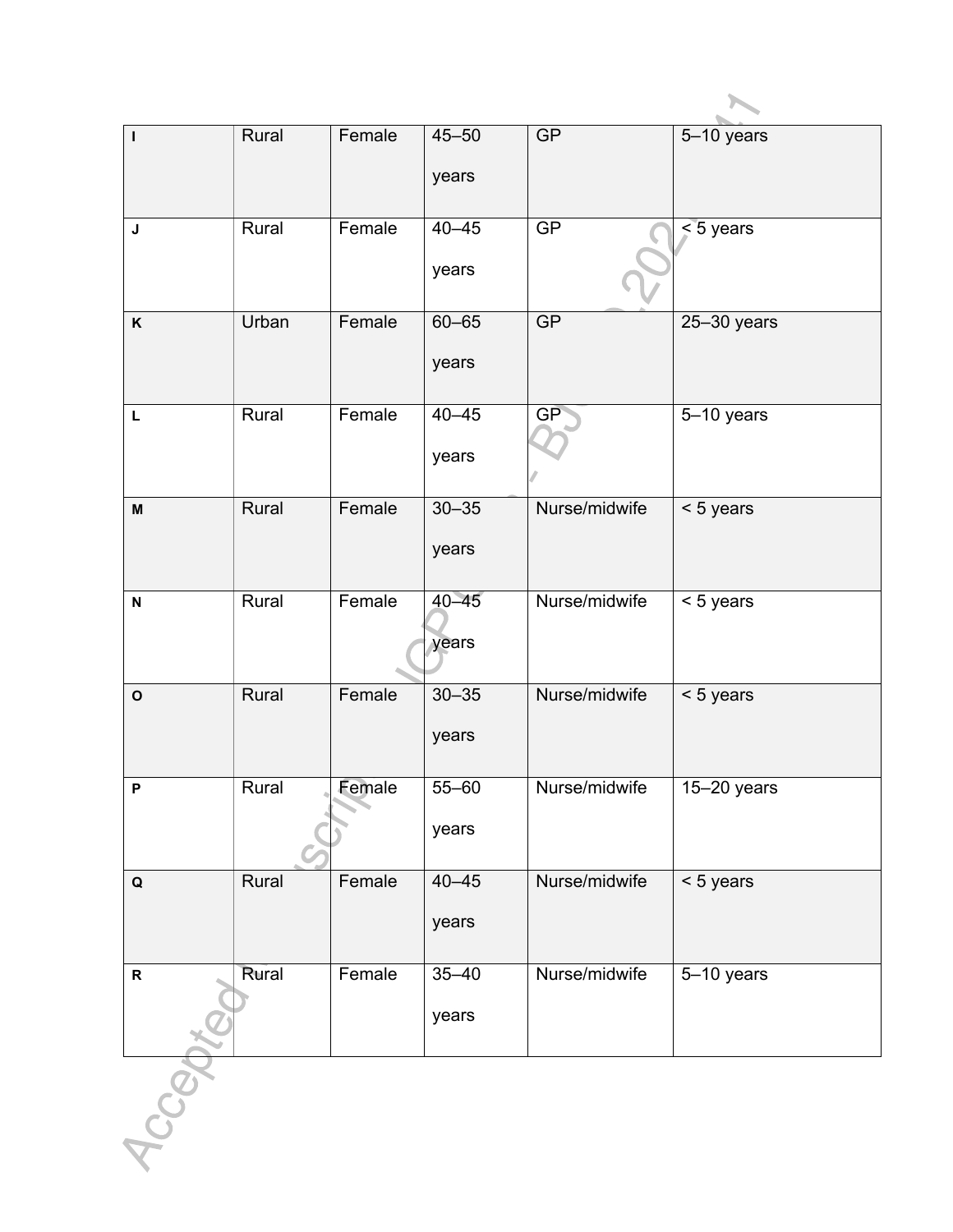| | | | | | |
|---|---|---|---|---|---|
| **I** | Rural | Female | 45–50 years | GP | 5–10 years |
| **J** | Rural | Female | 40–45 years | GP | < 5 years |
| **K** | Urban | Female | 60–65 years | GP | 25–30 years |
| **L** | Rural | Female | 40–45 years | GP | 5–10 years |
| **M** | Rural | Female | 30–35 years | Nurse/midwife | < 5 years |
| **N** | Rural | Female | 40–45 years | Nurse/midwife | < 5 years |
| **O** | Rural | Female | 30–35 years | Nurse/midwife | < 5 years |
| **P** | Rural | Female | 55–60 years | Nurse/midwife | 15–20 years |
| **Q** | Rural | Female | 40–45 years | Nurse/midwife | < 5 years |
| **R** | Rural | Female | 35–40 years | Nurse/midwife | 5–10 years |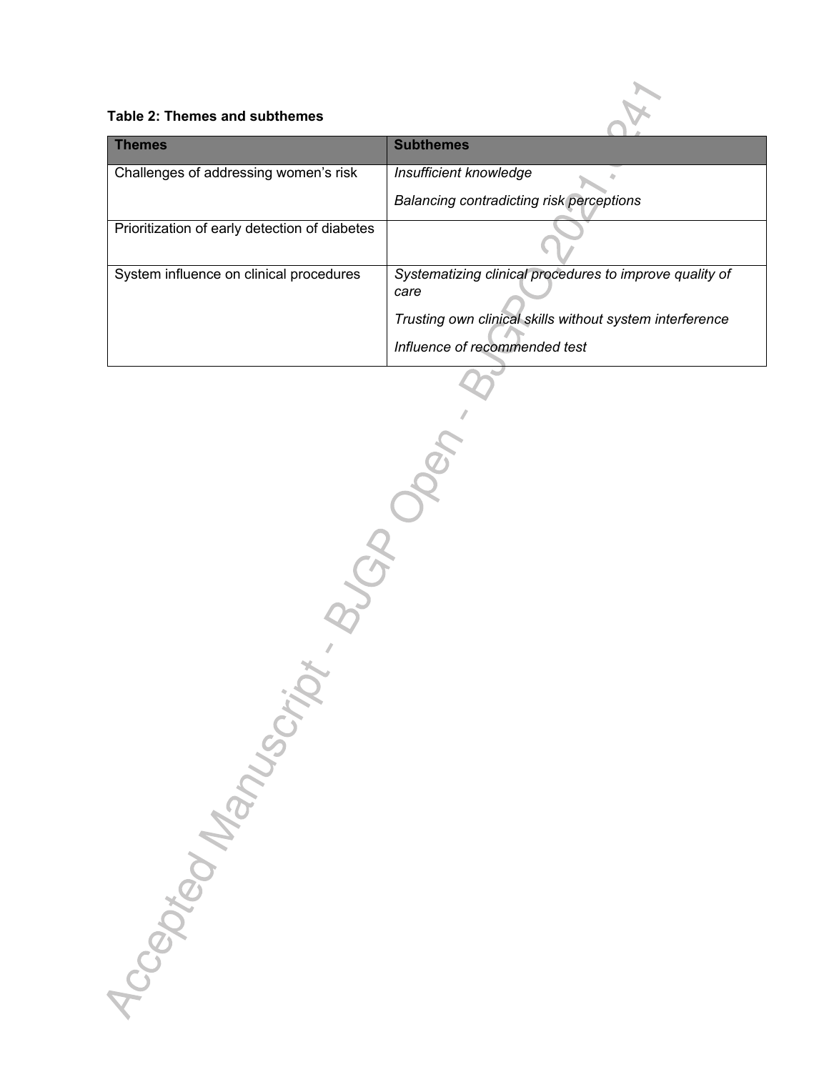**Table 2: Themes and subthemes**

| Themes | Subthemes |
|---|---|
| Challenges of addressing women's risk | *Insufficient knowledge*<br>*Balancing contradicting risk perceptions* |
| Prioritization of early detection of diabetes | |
| System influence on clinical procedures | *Systematizing clinical procedures to improve quality of care*<br>*Trusting own clinical skills without system interference*<br>*Influence of recommended test* |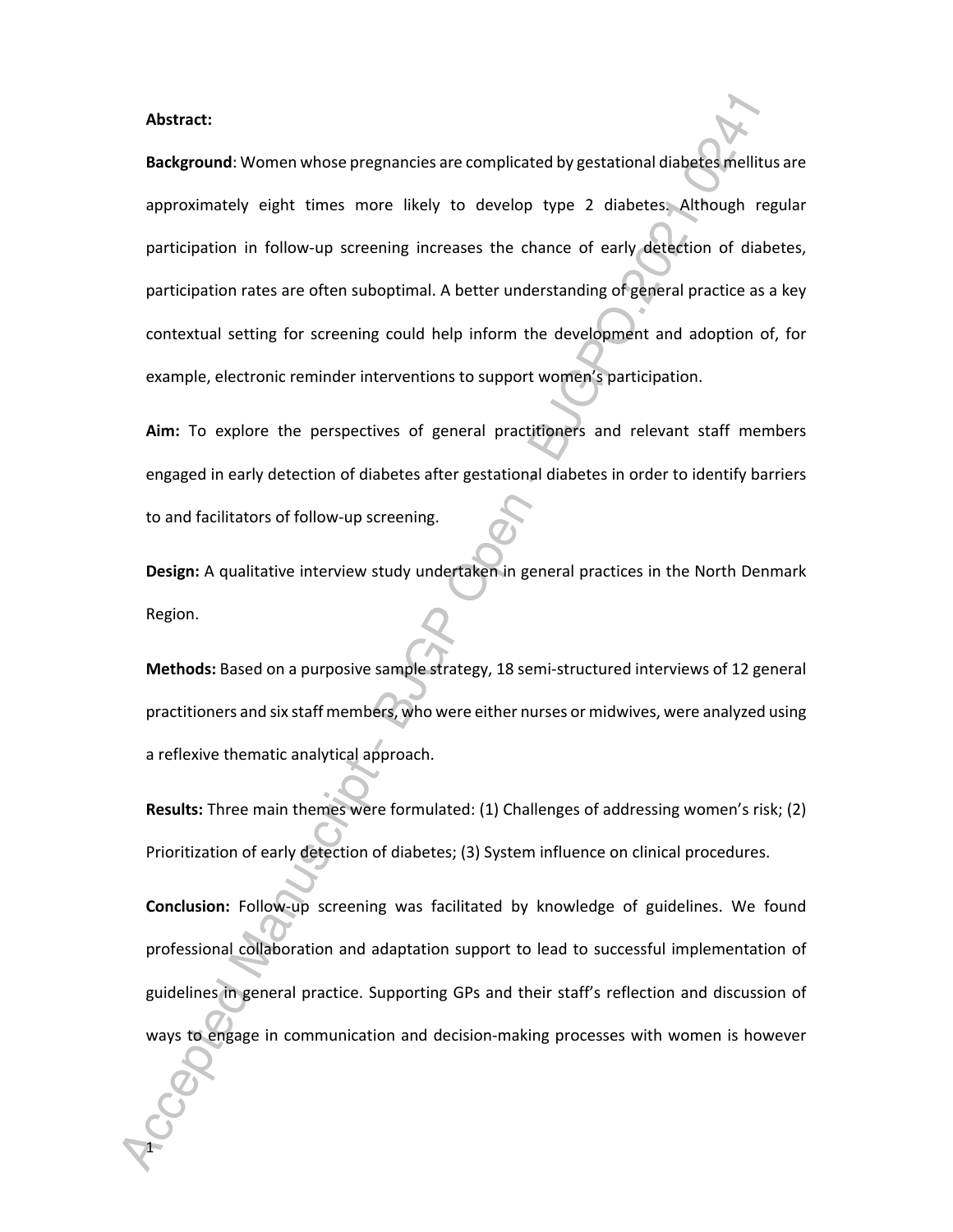**Abstract:**

**Background**: Women whose pregnancies are complicated by gestational diabetes mellitus are approximately eight times more likely to develop type 2 diabetes. Although regular participation in follow-up screening increases the chance of early detection of diabetes, participation rates are often suboptimal. A better understanding of general practice as a key contextual setting for screening could help inform the development and adoption of, for example, electronic reminder interventions to support women's participation.

**Aim:** To explore the perspectives of general practitioners and relevant staff members engaged in early detection of diabetes after gestational diabetes in order to identify barriers to and facilitators of follow-up screening.

**Design:** A qualitative interview study undertaken in general practices in the North Denmark Region.

**Methods:** Based on a purposive sample strategy, 18 semi-structured interviews of 12 general practitioners and six staff members, who were either nurses or midwives, were analyzed using a reflexive thematic analytical approach.

**Results:** Three main themes were formulated: (1) Challenges of addressing women's risk; (2) Prioritization of early detection of diabetes; (3) System influence on clinical procedures.

**Conclusion:** Follow-up screening was facilitated by knowledge of guidelines. We found professional collaboration and adaptation support to lead to successful implementation of guidelines in general practice. Supporting GPs and their staff's reflection and discussion of ways to engage in communication and decision-making processes with women is however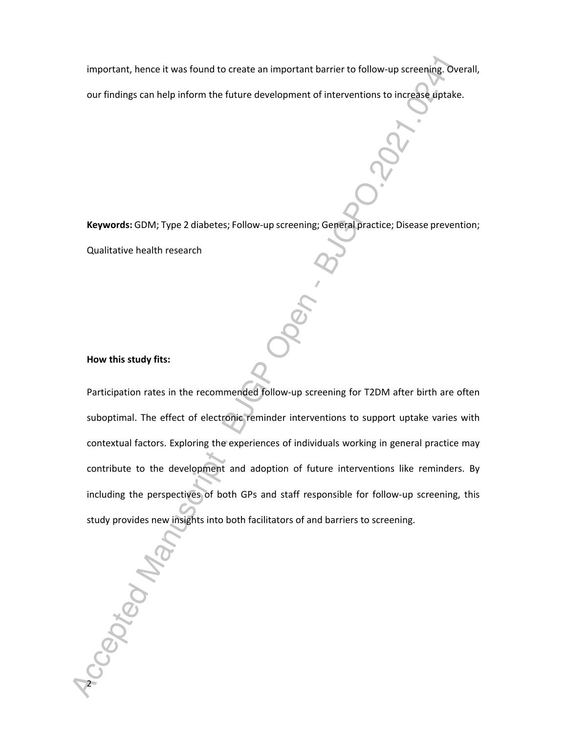important, hence it was found to create an important barrier to follow-up screening. Overall, our findings can help inform the future development of interventions to increase uptake.

**Keywords:** GDM; Type 2 diabetes; Follow-up screening; General practice; Disease prevention; Qualitative health research

**How this study fits:**

Participation rates in the recommended follow-up screening for T2DM after birth are often suboptimal. The effect of electronic reminder interventions to support uptake varies with contextual factors. Exploring the experiences of individuals working in general practice may contribute to the development and adoption of future interventions like reminders. By including the perspectives of both GPs and staff responsible for follow-up screening, this study provides new insights into both facilitators of and barriers to screening.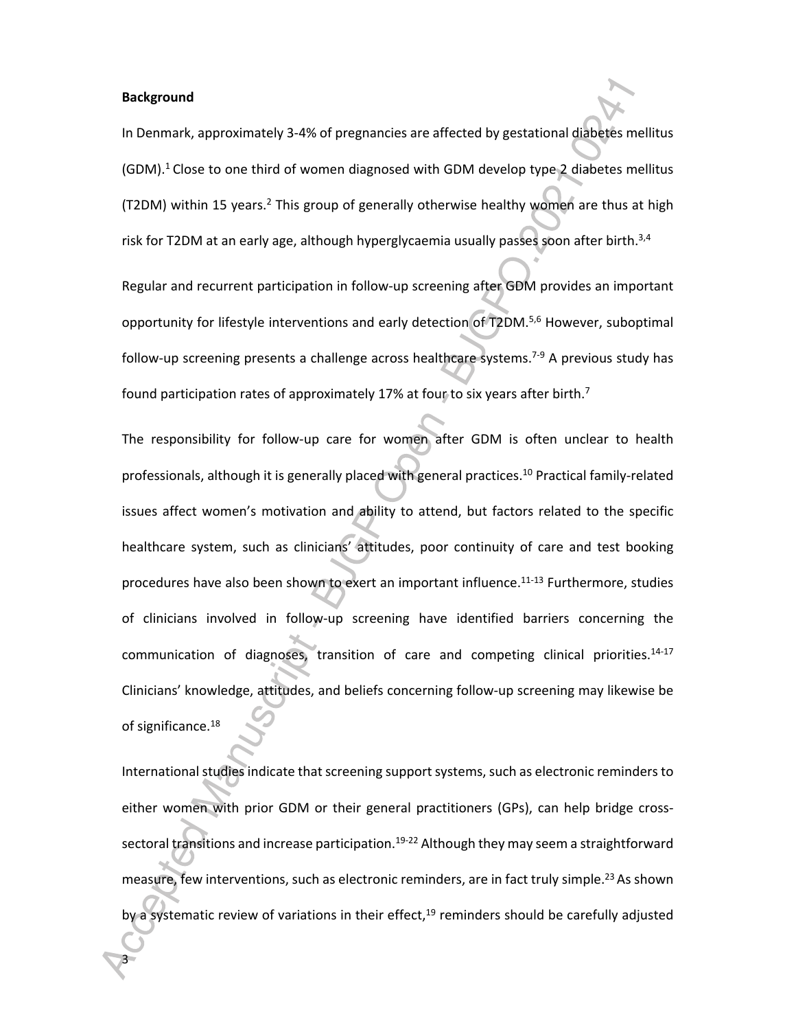**Background**

In Denmark, approximately 3-4% of pregnancies are affected by gestational diabetes mellitus (GDM).[1] Close to one third of women diagnosed with GDM develop type 2 diabetes mellitus (T2DM) within 15 years.[2] This group of generally otherwise healthy women are thus at high risk for T2DM at an early age, although hyperglycaemia usually passes soon after birth.[3,4]

Regular and recurrent participation in follow-up screening after GDM provides an important opportunity for lifestyle interventions and early detection of T2DM.[5,6] However, suboptimal follow-up screening presents a challenge across healthcare systems.[7-9] A previous study has found participation rates of approximately 17% at four to six years after birth.[7]

The responsibility for follow-up care for women after GDM is often unclear to health professionals, although it is generally placed with general practices.[10] Practical family-related issues affect women's motivation and ability to attend, but factors related to the specific healthcare system, such as clinicians' attitudes, poor continuity of care and test booking procedures have also been shown to exert an important influence.[11-13] Furthermore, studies of clinicians involved in follow-up screening have identified barriers concerning the communication of diagnoses, transition of care and competing clinical priorities.[14-17] Clinicians' knowledge, attitudes, and beliefs concerning follow-up screening may likewise be of significance.[18]

International studies indicate that screening support systems, such as electronic reminders to either women with prior GDM or their general practitioners (GPs), can help bridge cross-sectoral transitions and increase participation.[19-22] Although they may seem a straightforward measure, few interventions, such as electronic reminders, are in fact truly simple.[23] As shown by a systematic review of variations in their effect,[19] reminders should be carefully adjusted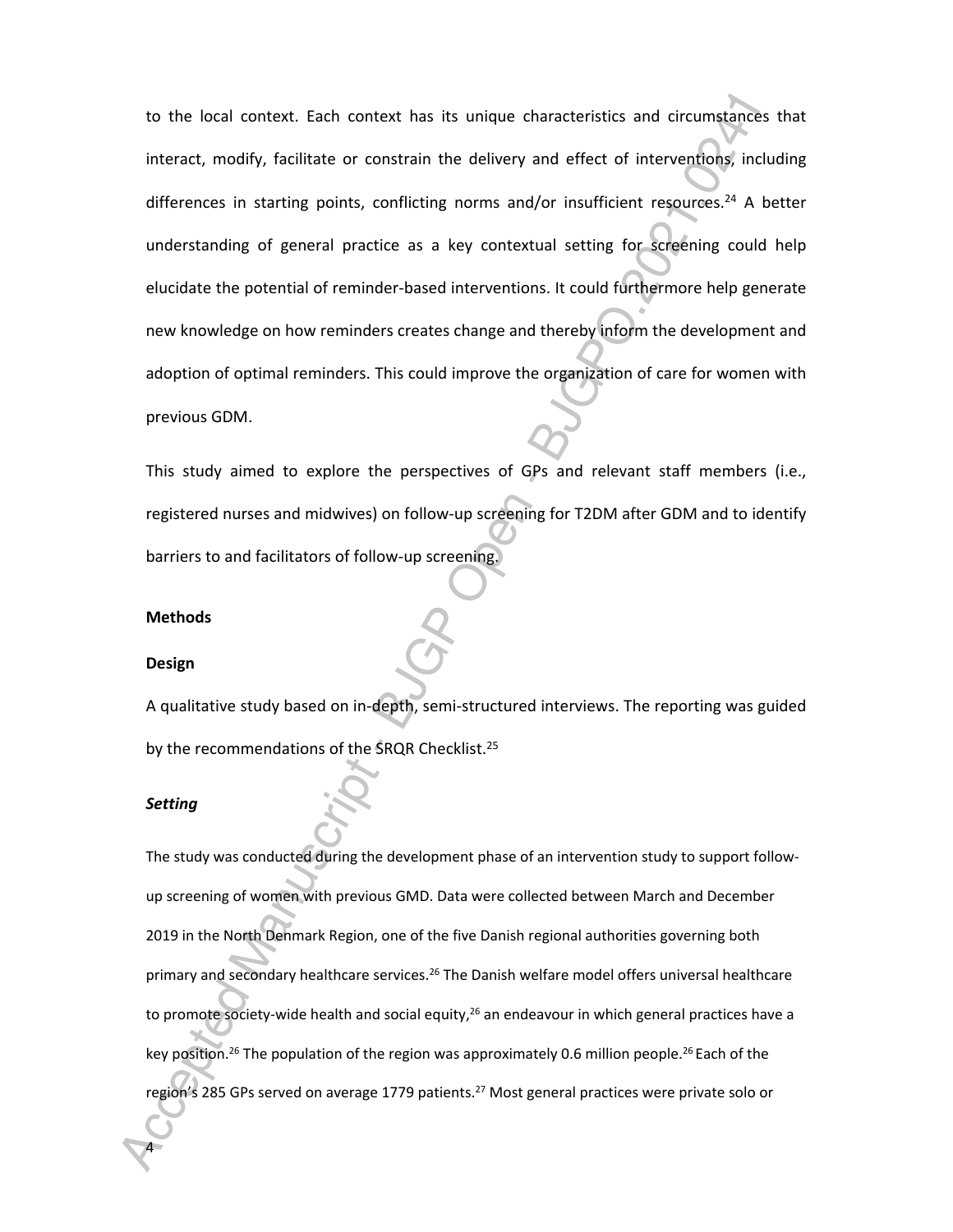to the local context. Each context has its unique characteristics and circumstances that interact, modify, facilitate or constrain the delivery and effect of interventions, including differences in starting points, conflicting norms and/or insufficient resources.[24] A better understanding of general practice as a key contextual setting for screening could help elucidate the potential of reminder-based interventions. It could furthermore help generate new knowledge on how reminders creates change and thereby inform the development and adoption of optimal reminders. This could improve the organization of care for women with previous GDM.

This study aimed to explore the perspectives of GPs and relevant staff members (i.e., registered nurses and midwives) on follow-up screening for T2DM after GDM and to identify barriers to and facilitators of follow-up screening.

## Methods

### Design

A qualitative study based on in-depth, semi-structured interviews. The reporting was guided by the recommendations of the SRQR Checklist.[25]

### *Setting*

The study was conducted during the development phase of an intervention study to support follow-up screening of women with previous GMD. Data were collected between March and December 2019 in the North Denmark Region, one of the five Danish regional authorities governing both primary and secondary healthcare services.[26] The Danish welfare model offers universal healthcare to promote society-wide health and social equity,[26] an endeavour in which general practices have a key position.[26] The population of the region was approximately 0.6 million people.[26] Each of the region's 285 GPs served on average 1779 patients.[27] Most general practices were private solo or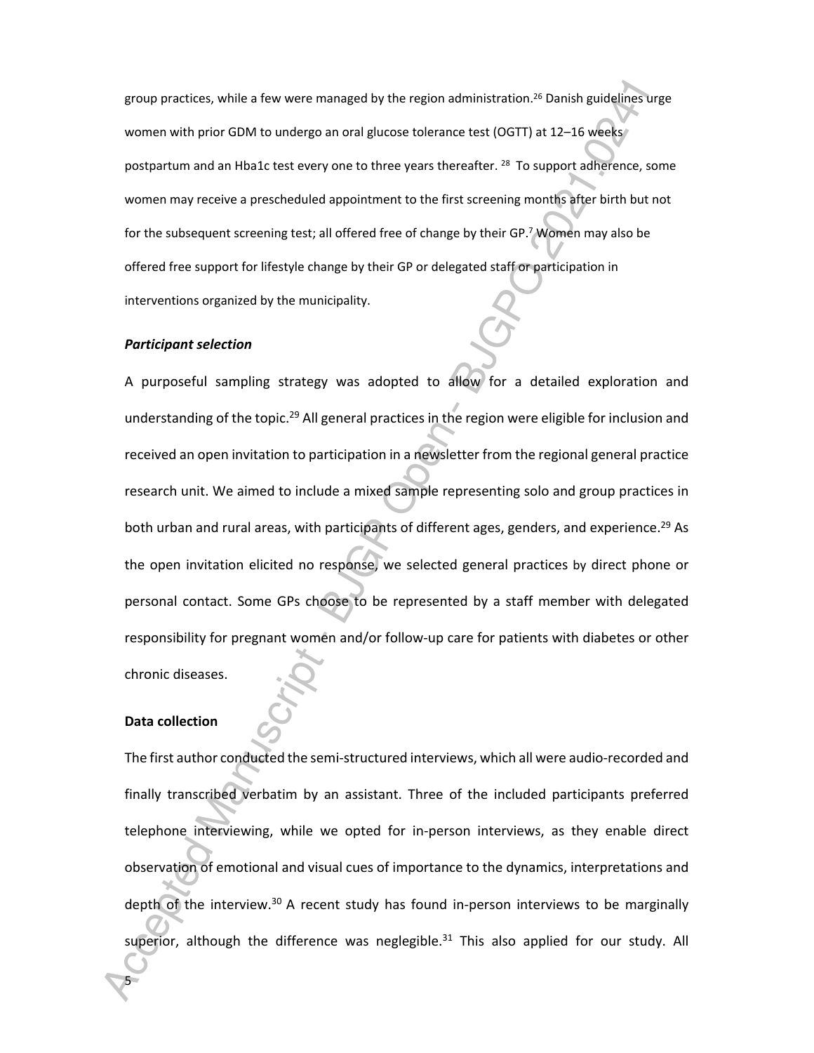group practices, while a few were managed by the region administration.[26] Danish guidelines urge women with prior GDM to undergo an oral glucose tolerance test (OGTT) at 12–16 weeks postpartum and an Hba1c test every one to three years thereafter. [28] To support adherence, some women may receive a prescheduled appointment to the first screening months after birth but not for the subsequent screening test; all offered free of change by their GP.[7] Women may also be offered free support for lifestyle change by their GP or delegated staff or participation in interventions organized by the municipality.

***Participant selection***

A purposeful sampling strategy was adopted to allow for a detailed exploration and understanding of the topic.[29] All general practices in the region were eligible for inclusion and received an open invitation to participation in a newsletter from the regional general practice research unit. We aimed to include a mixed sample representing solo and group practices in both urban and rural areas, with participants of different ages, genders, and experience.[29] As the open invitation elicited no response, we selected general practices by direct phone or personal contact. Some GPs choose to be represented by a staff member with delegated responsibility for pregnant women and/or follow-up care for patients with diabetes or other chronic diseases.

**Data collection**

The first author conducted the semi-structured interviews, which all were audio-recorded and finally transcribed verbatim by an assistant. Three of the included participants preferred telephone interviewing, while we opted for in-person interviews, as they enable direct observation of emotional and visual cues of importance to the dynamics, interpretations and depth of the interview.[30] A recent study has found in-person interviews to be marginally superior, although the difference was neglegible.[31] This also applied for our study. All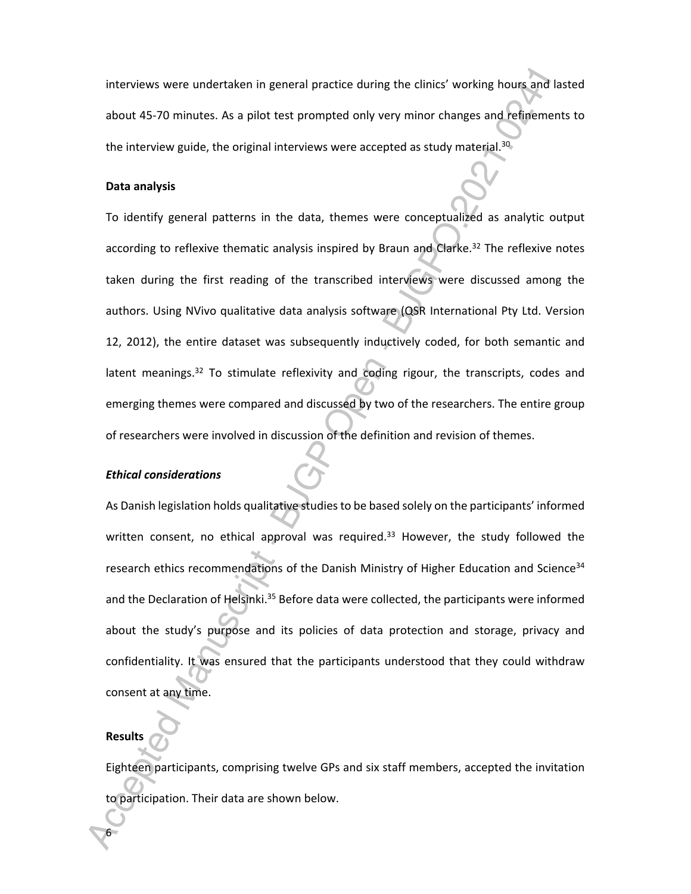interviews were undertaken in general practice during the clinics' working hours and lasted about 45-70 minutes. As a pilot test prompted only very minor changes and refinements to the interview guide, the original interviews were accepted as study material.[30]

**Data analysis**

To identify general patterns in the data, themes were conceptualized as analytic output according to reflexive thematic analysis inspired by Braun and Clarke.[32] The reflexive notes taken during the first reading of the transcribed interviews were discussed among the authors. Using NVivo qualitative data analysis software (QSR International Pty Ltd. Version 12, 2012), the entire dataset was subsequently inductively coded, for both semantic and latent meanings.[32] To stimulate reflexivity and coding rigour, the transcripts, codes and emerging themes were compared and discussed by two of the researchers. The entire group of researchers were involved in discussion of the definition and revision of themes.

***Ethical considerations***

As Danish legislation holds qualitative studies to be based solely on the participants' informed written consent, no ethical approval was required.[33] However, the study followed the research ethics recommendations of the Danish Ministry of Higher Education and Science[34] and the Declaration of Helsinki.[35] Before data were collected, the participants were informed about the study's purpose and its policies of data protection and storage, privacy and confidentiality. It was ensured that the participants understood that they could withdraw consent at any time.

**Results**

Eighteen participants, comprising twelve GPs and six staff members, accepted the invitation to participation. Their data are shown below.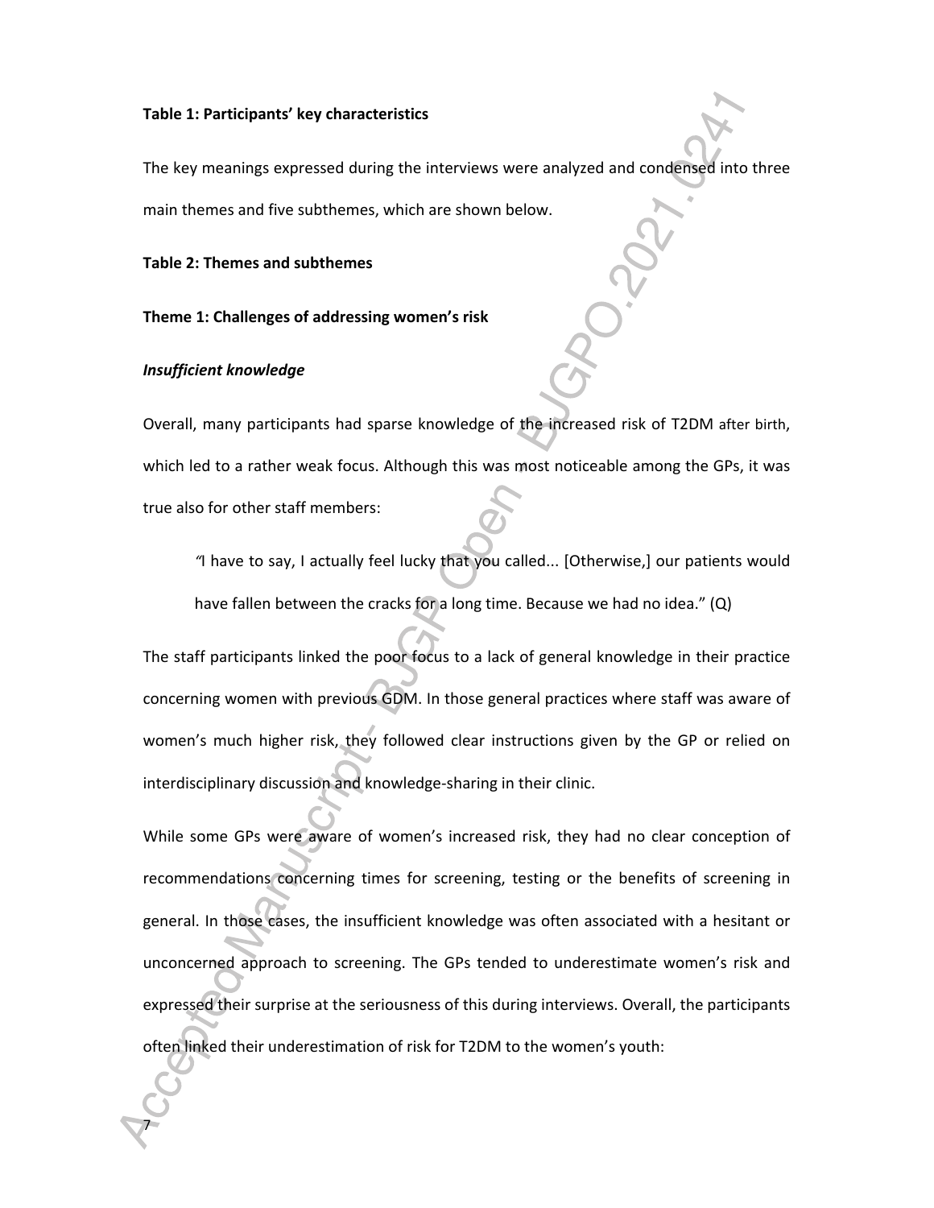**Table 1: Participants' key characteristics**

The key meanings expressed during the interviews were analyzed and condensed into three main themes and five subthemes, which are shown below.

**Table 2: Themes and subthemes**

**Theme 1: Challenges of addressing women's risk**

***Insufficient knowledge***

Overall, many participants had sparse knowledge of the increased risk of T2DM after birth, which led to a rather weak focus. Although this was most noticeable among the GPs, it was true also for other staff members:

> "I have to say, I actually feel lucky that you called... [Otherwise,] our patients would have fallen between the cracks for a long time. Because we had no idea." (Q)

The staff participants linked the poor focus to a lack of general knowledge in their practice concerning women with previous GDM. In those general practices where staff was aware of women's much higher risk, they followed clear instructions given by the GP or relied on interdisciplinary discussion and knowledge-sharing in their clinic.

While some GPs were aware of women's increased risk, they had no clear conception of recommendations concerning times for screening, testing or the benefits of screening in general. In those cases, the insufficient knowledge was often associated with a hesitant or unconcerned approach to screening. The GPs tended to underestimate women's risk and expressed their surprise at the seriousness of this during interviews. Overall, the participants often linked their underestimation of risk for T2DM to the women's youth: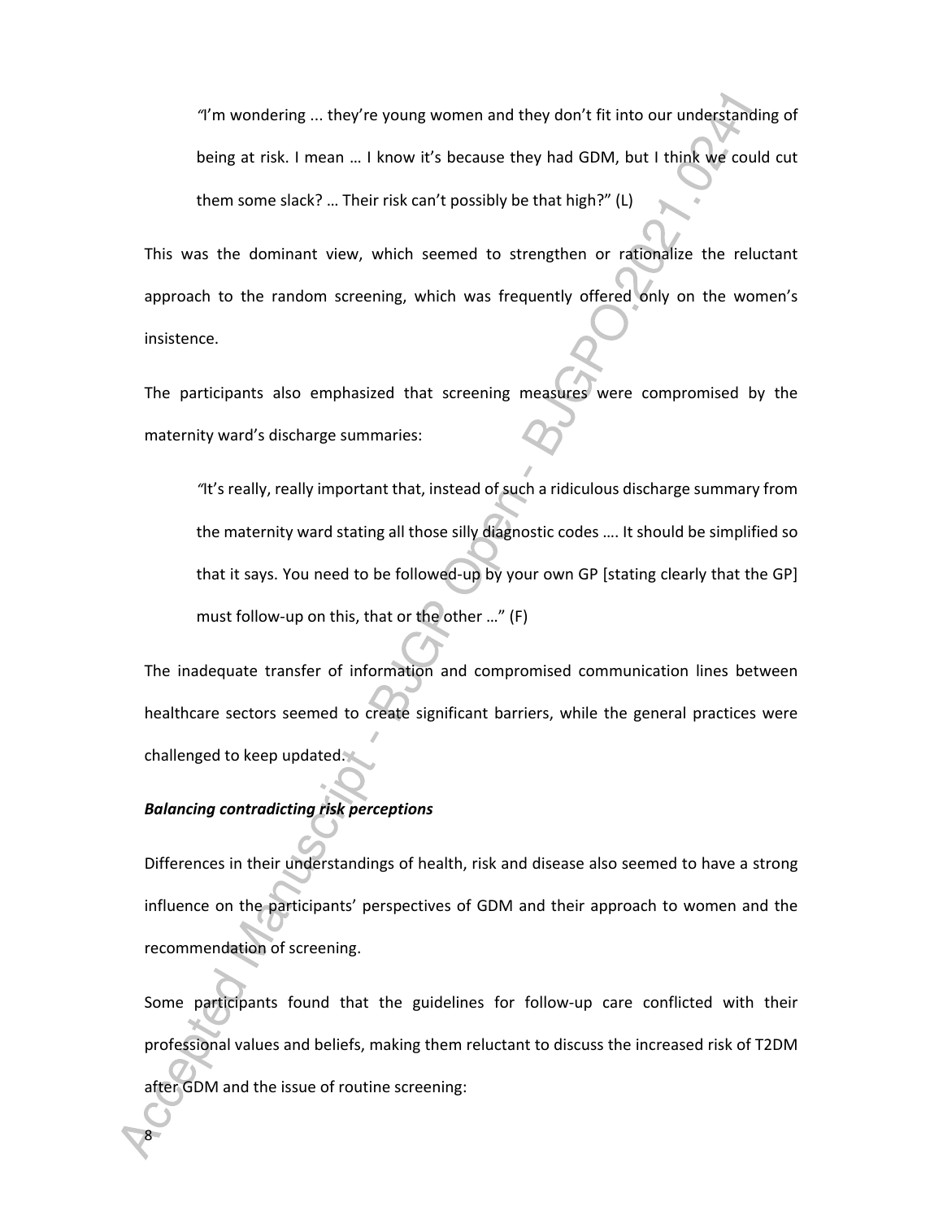> "I'm wondering ... they're young women and they don't fit into our understanding of being at risk. I mean … I know it's because they had GDM, but I think we could cut them some slack? … Their risk can't possibly be that high?" (L)

This was the dominant view, which seemed to strengthen or rationalize the reluctant approach to the random screening, which was frequently offered only on the women's insistence.

The participants also emphasized that screening measures were compromised by the maternity ward's discharge summaries:

> "It's really, really important that, instead of such a ridiculous discharge summary from the maternity ward stating all those silly diagnostic codes …. It should be simplified so that it says. You need to be followed-up by your own GP [stating clearly that the GP] must follow-up on this, that or the other …" (F)

The inadequate transfer of information and compromised communication lines between healthcare sectors seemed to create significant barriers, while the general practices were challenged to keep updated.

***Balancing contradicting risk perceptions***

Differences in their understandings of health, risk and disease also seemed to have a strong influence on the participants' perspectives of GDM and their approach to women and the recommendation of screening.

Some participants found that the guidelines for follow-up care conflicted with their professional values and beliefs, making them reluctant to discuss the increased risk of T2DM after GDM and the issue of routine screening: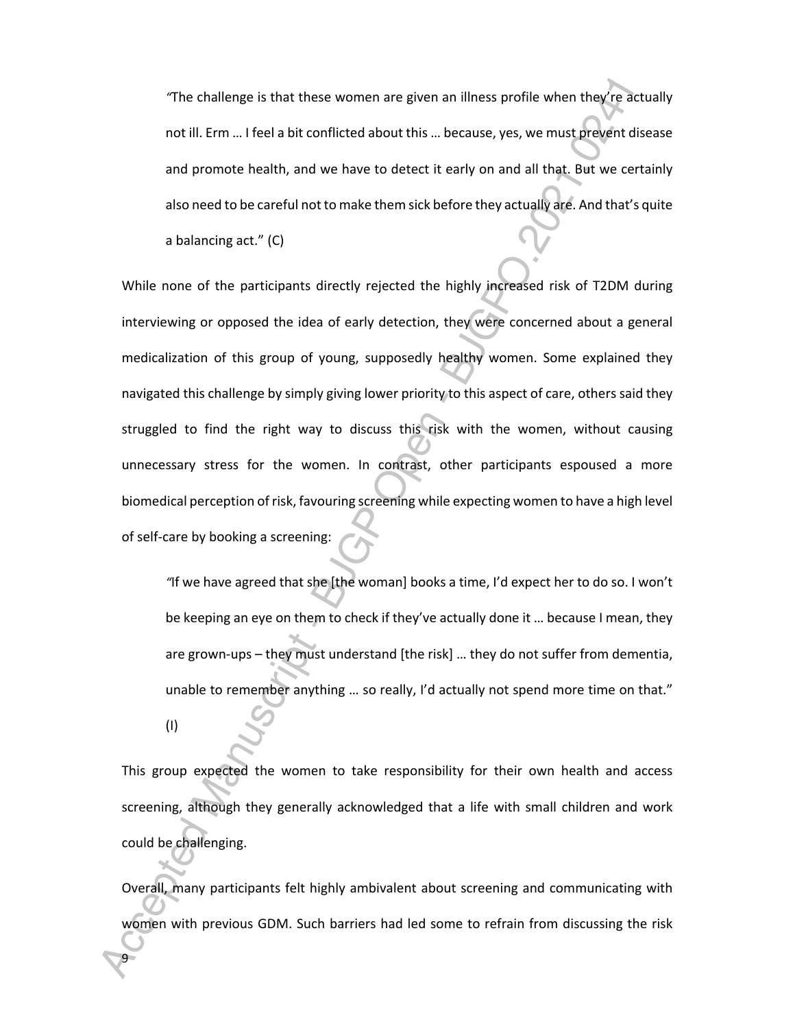"The challenge is that these women are given an illness profile when they're actually not ill. Erm … I feel a bit conflicted about this … because, yes, we must prevent disease and promote health, and we have to detect it early on and all that. But we certainly also need to be careful not to make them sick before they actually are. And that's quite a balancing act." (C)

While none of the participants directly rejected the highly increased risk of T2DM during interviewing or opposed the idea of early detection, they were concerned about a general medicalization of this group of young, supposedly healthy women. Some explained they navigated this challenge by simply giving lower priority to this aspect of care, others said they struggled to find the right way to discuss this risk with the women, without causing unnecessary stress for the women. In contrast, other participants espoused a more biomedical perception of risk, favouring screening while expecting women to have a high level of self-care by booking a screening:

"If we have agreed that she [the woman] books a time, I'd expect her to do so. I won't be keeping an eye on them to check if they've actually done it … because I mean, they are grown-ups – they must understand [the risk] … they do not suffer from dementia, unable to remember anything … so really, I'd actually not spend more time on that." (I)

This group expected the women to take responsibility for their own health and access screening, although they generally acknowledged that a life with small children and work could be challenging.

Overall, many participants felt highly ambivalent about screening and communicating with women with previous GDM. Such barriers had led some to refrain from discussing the risk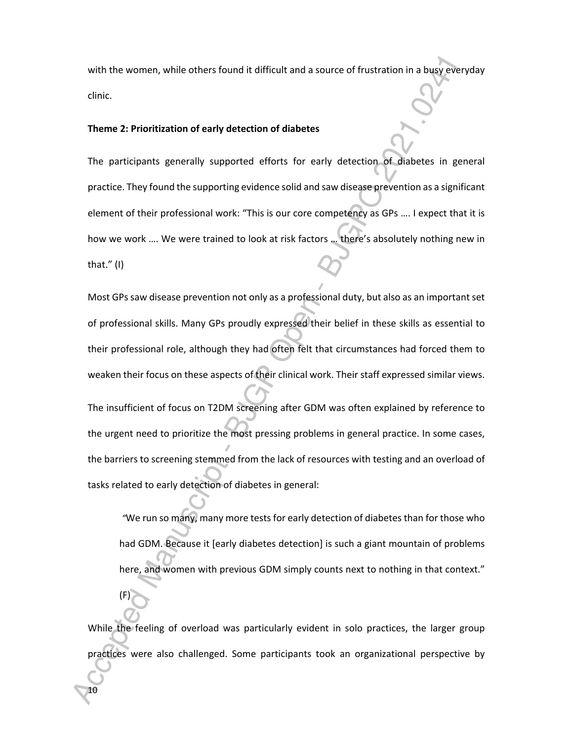with the women, while others found it difficult and a source of frustration in a busy everyday clinic.

**Theme 2: Prioritization of early detection of diabetes**

The participants generally supported efforts for early detection of diabetes in general practice. They found the supporting evidence solid and saw disease prevention as a significant element of their professional work: "This is our core competency as GPs …. I expect that it is how we work …. We were trained to look at risk factors … there's absolutely nothing new in that." (I)

Most GPs saw disease prevention not only as a professional duty, but also as an important set of professional skills. Many GPs proudly expressed their belief in these skills as essential to their professional role, although they had often felt that circumstances had forced them to weaken their focus on these aspects of their clinical work. Their staff expressed similar views.

The insufficient of focus on T2DM screening after GDM was often explained by reference to the urgent need to prioritize the most pressing problems in general practice. In some cases, the barriers to screening stemmed from the lack of resources with testing and an overload of tasks related to early detection of diabetes in general:

> "We run so many, many more tests for early detection of diabetes than for those who had GDM. Because it [early diabetes detection] is such a giant mountain of problems here, and women with previous GDM simply counts next to nothing in that context." (F)

While the feeling of overload was particularly evident in solo practices, the larger group practices were also challenged. Some participants took an organizational perspective by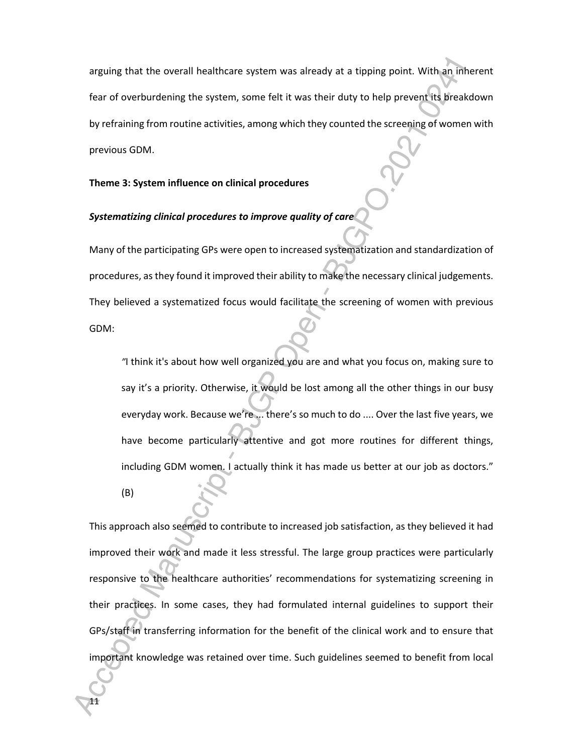arguing that the overall healthcare system was already at a tipping point. With an inherent fear of overburdening the system, some felt it was their duty to help prevent its breakdown by refraining from routine activities, among which they counted the screening of women with previous GDM.

**Theme 3: System influence on clinical procedures**

***Systematizing clinical procedures to improve quality of care***

Many of the participating GPs were open to increased systematization and standardization of procedures, as they found it improved their ability to make the necessary clinical judgements. They believed a systematized focus would facilitate the screening of women with previous GDM:

> "I think it's about how well organized you are and what you focus on, making sure to say it's a priority. Otherwise, it would be lost among all the other things in our busy everyday work. Because we're ... there's so much to do .... Over the last five years, we have become particularly attentive and got more routines for different things, including GDM women. I actually think it has made us better at our job as doctors." (B)

This approach also seemed to contribute to increased job satisfaction, as they believed it had improved their work and made it less stressful. The large group practices were particularly responsive to the healthcare authorities' recommendations for systematizing screening in their practices. In some cases, they had formulated internal guidelines to support their GPs/staff in transferring information for the benefit of the clinical work and to ensure that important knowledge was retained over time. Such guidelines seemed to benefit from local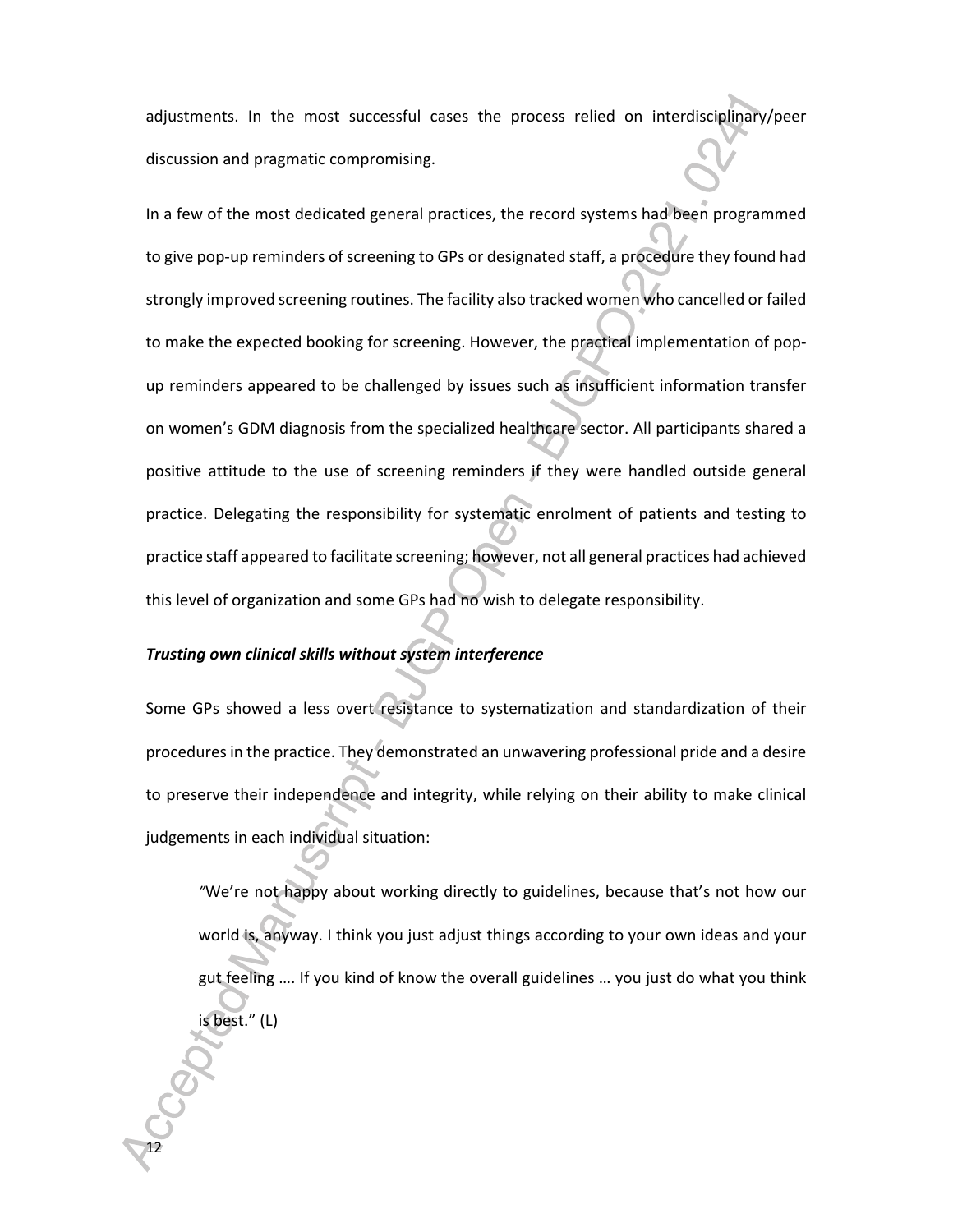adjustments. In the most successful cases the process relied on interdisciplinary/peer discussion and pragmatic compromising.

In a few of the most dedicated general practices, the record systems had been programmed to give pop-up reminders of screening to GPs or designated staff, a procedure they found had strongly improved screening routines. The facility also tracked women who cancelled or failed to make the expected booking for screening. However, the practical implementation of pop-up reminders appeared to be challenged by issues such as insufficient information transfer on women's GDM diagnosis from the specialized healthcare sector. All participants shared a positive attitude to the use of screening reminders if they were handled outside general practice. Delegating the responsibility for systematic enrolment of patients and testing to practice staff appeared to facilitate screening; however, not all general practices had achieved this level of organization and some GPs had no wish to delegate responsibility.

***Trusting own clinical skills without system interference***

Some GPs showed a less overt resistance to systematization and standardization of their procedures in the practice. They demonstrated an unwavering professional pride and a desire to preserve their independence and integrity, while relying on their ability to make clinical judgements in each individual situation:

> "We're not happy about working directly to guidelines, because that's not how our world is, anyway. I think you just adjust things according to your own ideas and your gut feeling …. If you kind of know the overall guidelines … you just do what you think is best." (L)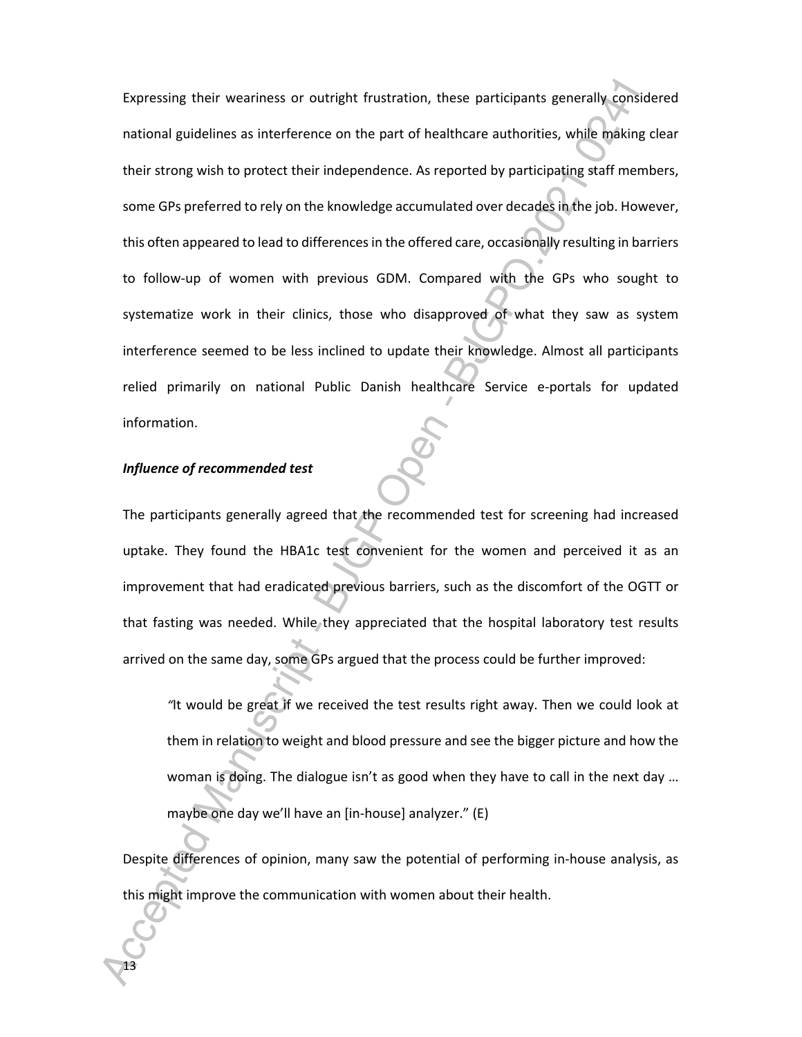Expressing their weariness or outright frustration, these participants generally considered national guidelines as interference on the part of healthcare authorities, while making clear their strong wish to protect their independence. As reported by participating staff members, some GPs preferred to rely on the knowledge accumulated over decades in the job. However, this often appeared to lead to differences in the offered care, occasionally resulting in barriers to follow-up of women with previous GDM. Compared with the GPs who sought to systematize work in their clinics, those who disapproved of what they saw as system interference seemed to be less inclined to update their knowledge. Almost all participants relied primarily on national Public Danish healthcare Service e-portals for updated information.

***Influence of recommended test***

The participants generally agreed that the recommended test for screening had increased uptake. They found the HBA1c test convenient for the women and perceived it as an improvement that had eradicated previous barriers, such as the discomfort of the OGTT or that fasting was needed. While they appreciated that the hospital laboratory test results arrived on the same day, some GPs argued that the process could be further improved:

> "It would be great if we received the test results right away. Then we could look at them in relation to weight and blood pressure and see the bigger picture and how the woman is doing. The dialogue isn't as good when they have to call in the next day … maybe one day we'll have an [in-house] analyzer." (E)

Despite differences of opinion, many saw the potential of performing in-house analysis, as this might improve the communication with women about their health.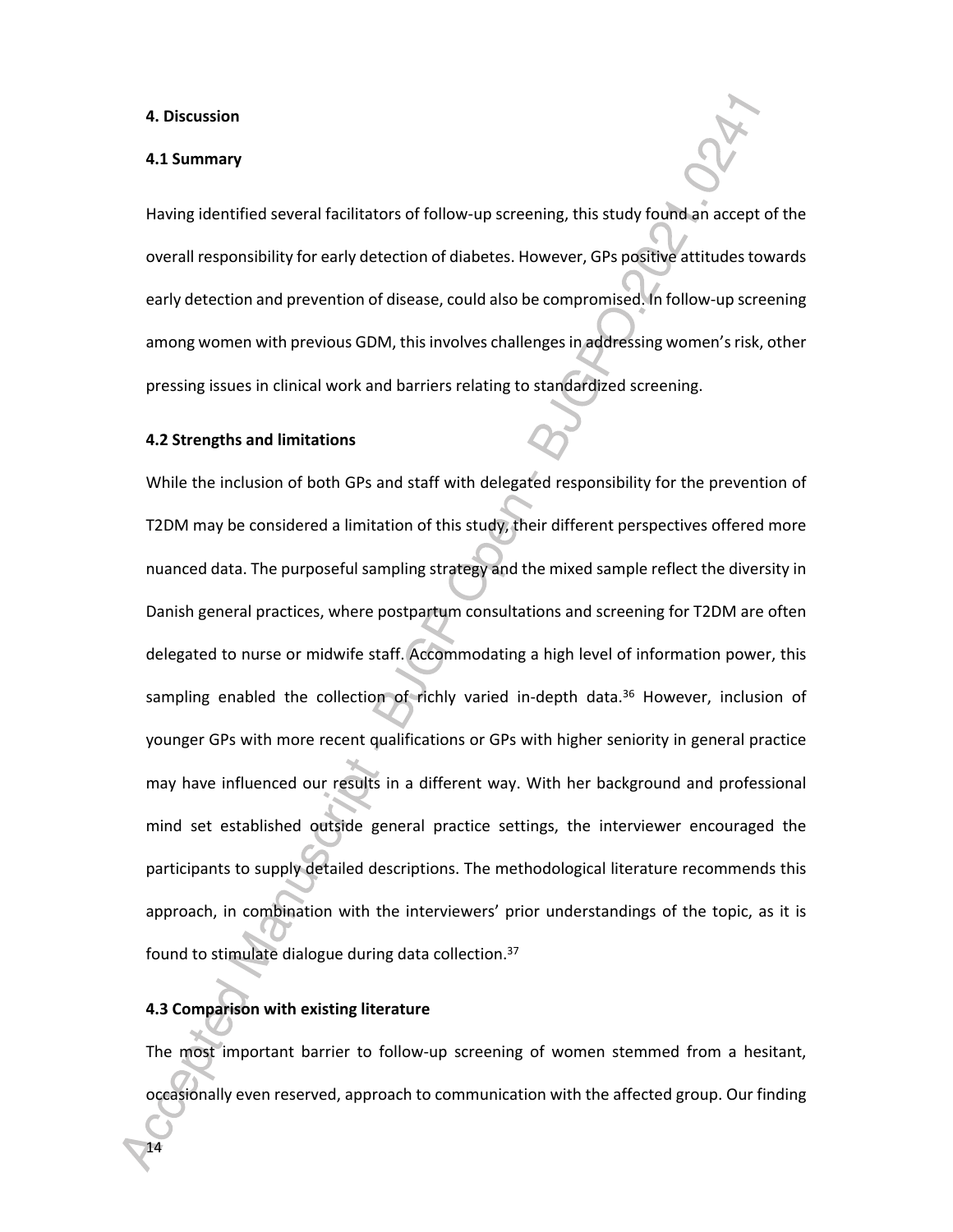## 4. Discussion

### 4.1 Summary

Having identified several facilitators of follow-up screening, this study found an accept of the overall responsibility for early detection of diabetes. However, GPs positive attitudes towards early detection and prevention of disease, could also be compromised. In follow-up screening among women with previous GDM, this involves challenges in addressing women's risk, other pressing issues in clinical work and barriers relating to standardized screening.

### 4.2 Strengths and limitations

While the inclusion of both GPs and staff with delegated responsibility for the prevention of T2DM may be considered a limitation of this study, their different perspectives offered more nuanced data. The purposeful sampling strategy and the mixed sample reflect the diversity in Danish general practices, where postpartum consultations and screening for T2DM are often delegated to nurse or midwife staff. Accommodating a high level of information power, this sampling enabled the collection of richly varied in-depth data.[36] However, inclusion of younger GPs with more recent qualifications or GPs with higher seniority in general practice may have influenced our results in a different way. With her background and professional mind set established outside general practice settings, the interviewer encouraged the participants to supply detailed descriptions. The methodological literature recommends this approach, in combination with the interviewers' prior understandings of the topic, as it is found to stimulate dialogue during data collection.[37]

### 4.3 Comparison with existing literature

The most important barrier to follow-up screening of women stemmed from a hesitant, occasionally even reserved, approach to communication with the affected group. Our finding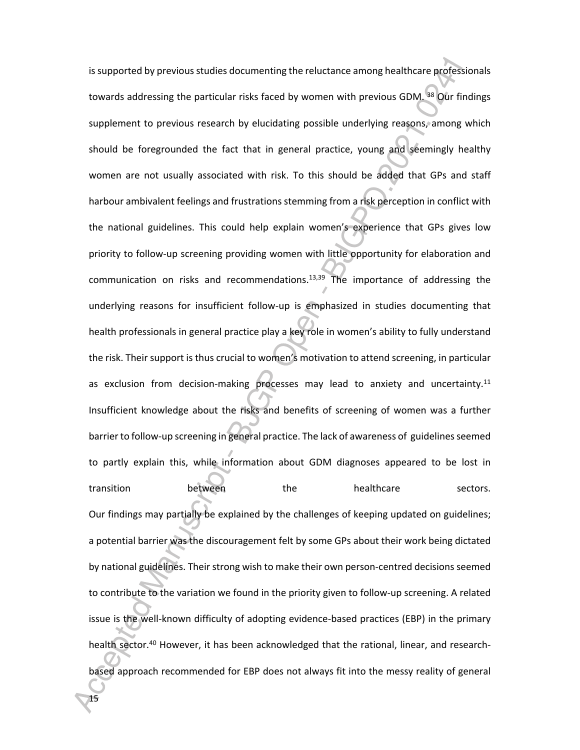is supported by previous studies documenting the reluctance among healthcare professionals towards addressing the particular risks faced by women with previous GDM.[38] Our findings supplement to previous research by elucidating possible underlying reasons, among which should be foregrounded the fact that in general practice, young and seemingly healthy women are not usually associated with risk. To this should be added that GPs and staff harbour ambivalent feelings and frustrations stemming from a risk perception in conflict with the national guidelines. This could help explain women's experience that GPs gives low priority to follow-up screening providing women with little opportunity for elaboration and communication on risks and recommendations.[13,39] The importance of addressing the underlying reasons for insufficient follow-up is emphasized in studies documenting that health professionals in general practice play a key role in women's ability to fully understand the risk. Their support is thus crucial to women's motivation to attend screening, in particular as exclusion from decision-making processes may lead to anxiety and uncertainty.[11] Insufficient knowledge about the risks and benefits of screening of women was a further barrier to follow-up screening in general practice. The lack of awareness of guidelines seemed to partly explain this, while information about GDM diagnoses appeared to be lost in transition between the healthcare sectors.

Our findings may partially be explained by the challenges of keeping updated on guidelines; a potential barrier was the discouragement felt by some GPs about their work being dictated by national guidelines. Their strong wish to make their own person-centred decisions seemed to contribute to the variation we found in the priority given to follow-up screening. A related issue is the well-known difficulty of adopting evidence-based practices (EBP) in the primary health sector.[40] However, it has been acknowledged that the rational, linear, and research-based approach recommended for EBP does not always fit into the messy reality of general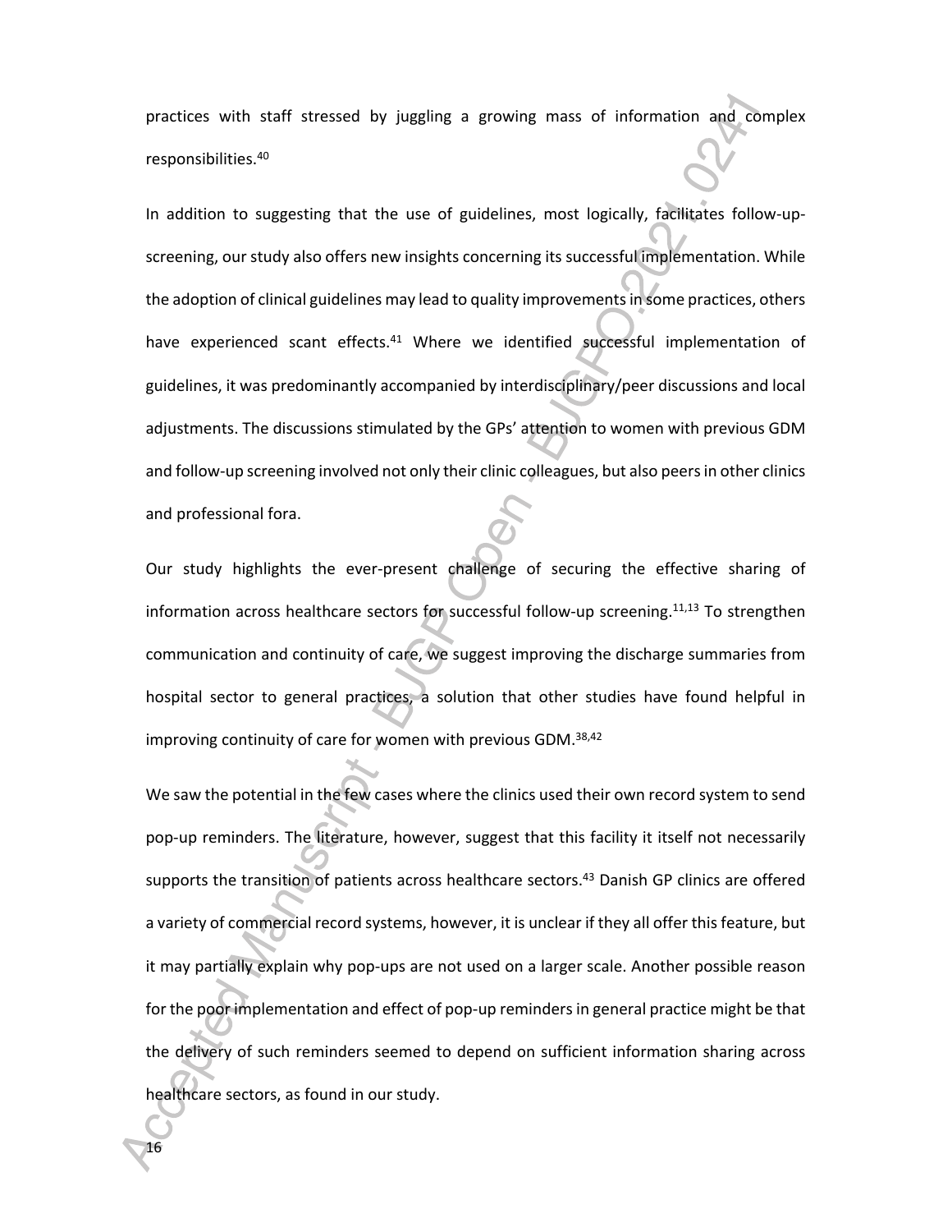practices with staff stressed by juggling a growing mass of information and complex responsibilities.[40]

In addition to suggesting that the use of guidelines, most logically, facilitates follow-up-screening, our study also offers new insights concerning its successful implementation. While the adoption of clinical guidelines may lead to quality improvements in some practices, others have experienced scant effects.[41] Where we identified successful implementation of guidelines, it was predominantly accompanied by interdisciplinary/peer discussions and local adjustments. The discussions stimulated by the GPs' attention to women with previous GDM and follow-up screening involved not only their clinic colleagues, but also peers in other clinics and professional fora.

Our study highlights the ever-present challenge of securing the effective sharing of information across healthcare sectors for successful follow-up screening.[11,13] To strengthen communication and continuity of care, we suggest improving the discharge summaries from hospital sector to general practices, a solution that other studies have found helpful in improving continuity of care for women with previous GDM.[38,42]

We saw the potential in the few cases where the clinics used their own record system to send pop-up reminders. The literature, however, suggest that this facility it itself not necessarily supports the transition of patients across healthcare sectors.[43] Danish GP clinics are offered a variety of commercial record systems, however, it is unclear if they all offer this feature, but it may partially explain why pop-ups are not used on a larger scale. Another possible reason for the poor implementation and effect of pop-up reminders in general practice might be that the delivery of such reminders seemed to depend on sufficient information sharing across healthcare sectors, as found in our study.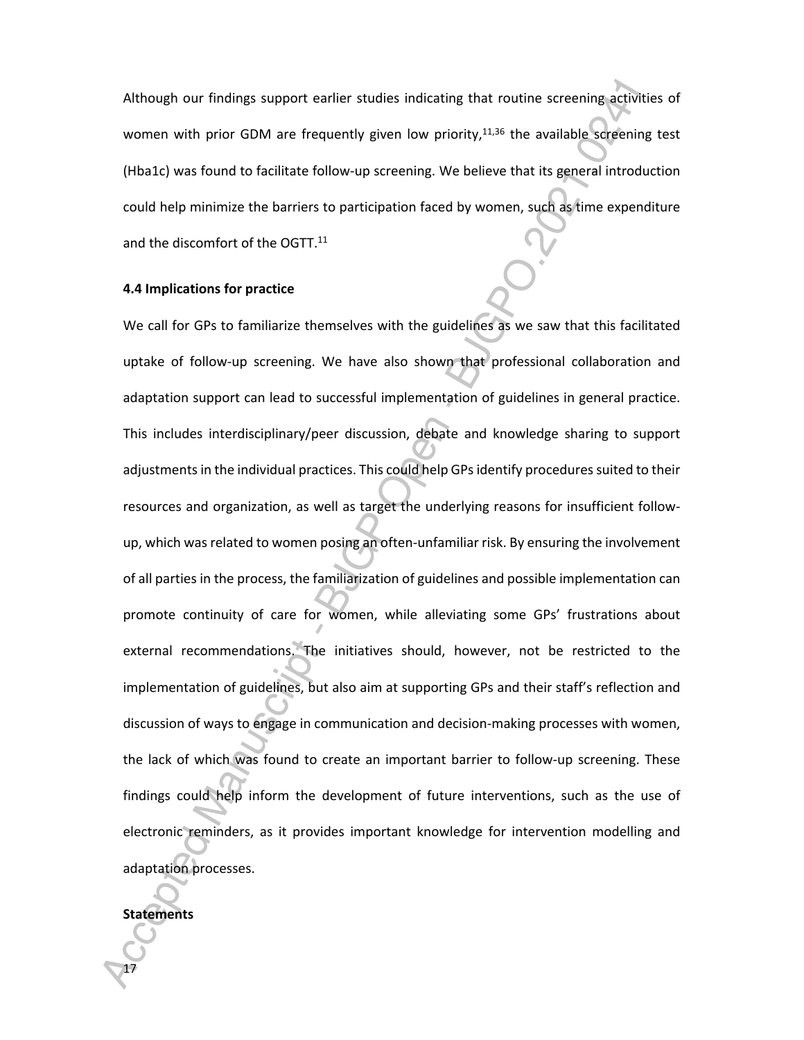Although our findings support earlier studies indicating that routine screening activities of women with prior GDM are frequently given low priority,[11,36] the available screening test (Hba1c) was found to facilitate follow-up screening. We believe that its general introduction could help minimize the barriers to participation faced by women, such as time expenditure and the discomfort of the OGTT.[11]

### 4.4 Implications for practice

We call for GPs to familiarize themselves with the guidelines as we saw that this facilitated uptake of follow-up screening. We have also shown that professional collaboration and adaptation support can lead to successful implementation of guidelines in general practice. This includes interdisciplinary/peer discussion, debate and knowledge sharing to support adjustments in the individual practices. This could help GPs identify procedures suited to their resources and organization, as well as target the underlying reasons for insufficient follow-up, which was related to women posing an often-unfamiliar risk. By ensuring the involvement of all parties in the process, the familiarization of guidelines and possible implementation can promote continuity of care for women, while alleviating some GPs' frustrations about external recommendations. The initiatives should, however, not be restricted to the implementation of guidelines, but also aim at supporting GPs and their staff's reflection and discussion of ways to engage in communication and decision-making processes with women, the lack of which was found to create an important barrier to follow-up screening. These findings could help inform the development of future interventions, such as the use of electronic reminders, as it provides important knowledge for intervention modelling and adaptation processes.

**Statements**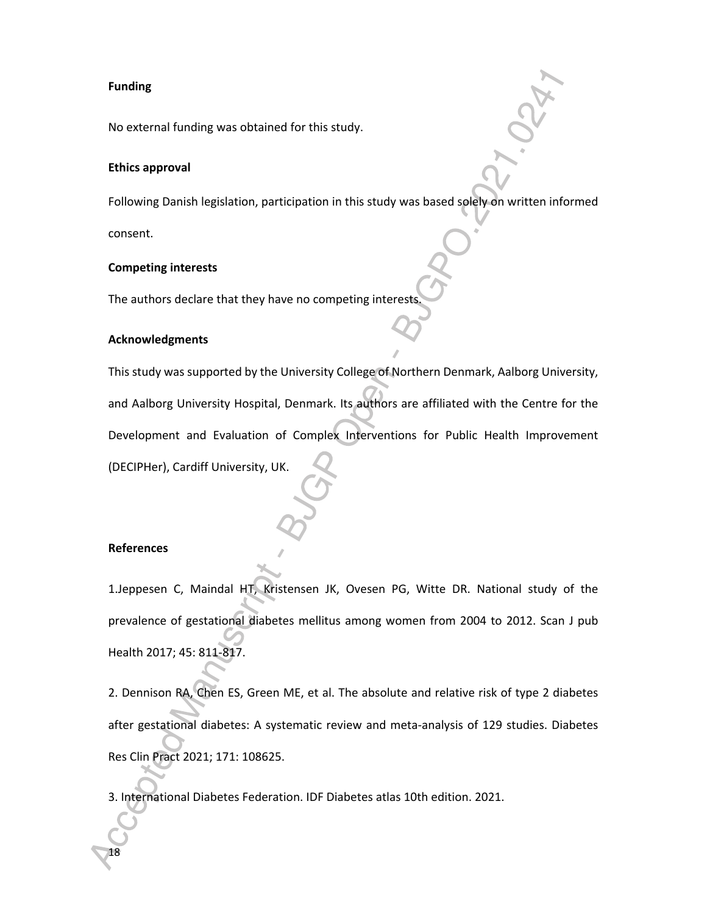### Funding

No external funding was obtained for this study.

### Ethics approval

Following Danish legislation, participation in this study was based solely on written informed consent.

### Competing interests

The authors declare that they have no competing interests.

### Acknowledgments

This study was supported by the University College of Northern Denmark, Aalborg University, and Aalborg University Hospital, Denmark. Its authors are affiliated with the Centre for the Development and Evaluation of Complex Interventions for Public Health Improvement (DECIPHer), Cardiff University, UK.

### References

1.Jeppesen C, Maindal HT, Kristensen JK, Ovesen PG, Witte DR. National study of the prevalence of gestational diabetes mellitus among women from 2004 to 2012. Scan J pub Health 2017; 45: 811-817.

2. Dennison RA, Chen ES, Green ME, et al. The absolute and relative risk of type 2 diabetes after gestational diabetes: A systematic review and meta-analysis of 129 studies. Diabetes Res Clin Pract 2021; 171: 108625.

3. International Diabetes Federation. IDF Diabetes atlas 10th edition. 2021.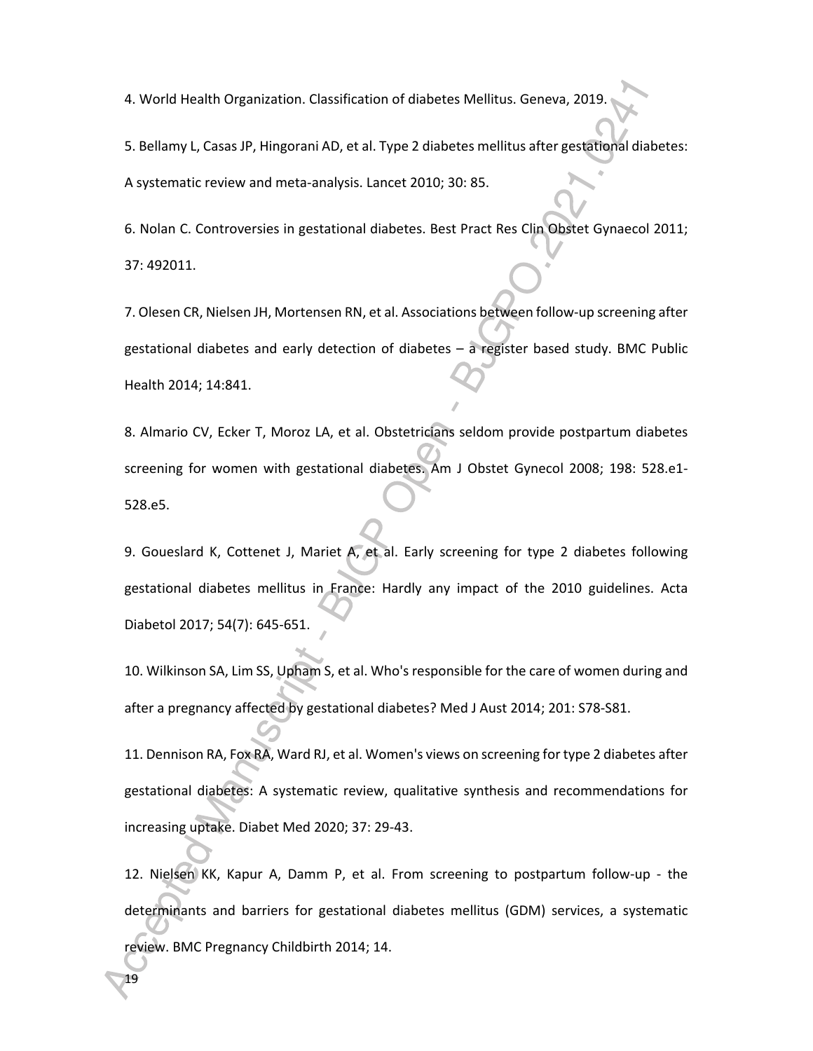4. World Health Organization. Classification of diabetes Mellitus. Geneva, 2019.

5. Bellamy L, Casas JP, Hingorani AD, et al. Type 2 diabetes mellitus after gestational diabetes: A systematic review and meta-analysis. Lancet 2010; 30: 85.

6. Nolan C. Controversies in gestational diabetes. Best Pract Res Clin Obstet Gynaecol 2011; 37: 492011.

7. Olesen CR, Nielsen JH, Mortensen RN, et al. Associations between follow-up screening after gestational diabetes and early detection of diabetes – a register based study. BMC Public Health 2014; 14:841.

8. Almario CV, Ecker T, Moroz LA, et al. Obstetricians seldom provide postpartum diabetes screening for women with gestational diabetes. Am J Obstet Gynecol 2008; 198: 528.e1-528.e5.

9. Goueslard K, Cottenet J, Mariet A, et al. Early screening for type 2 diabetes following gestational diabetes mellitus in France: Hardly any impact of the 2010 guidelines. Acta Diabetol 2017; 54(7): 645-651.

10. Wilkinson SA, Lim SS, Upham S, et al. Who's responsible for the care of women during and after a pregnancy affected by gestational diabetes? Med J Aust 2014; 201: S78-S81.

11. Dennison RA, Fox RA, Ward RJ, et al. Women's views on screening for type 2 diabetes after gestational diabetes: A systematic review, qualitative synthesis and recommendations for increasing uptake. Diabet Med 2020; 37: 29-43.

12. Nielsen KK, Kapur A, Damm P, et al. From screening to postpartum follow-up - the determinants and barriers for gestational diabetes mellitus (GDM) services, a systematic review. BMC Pregnancy Childbirth 2014; 14.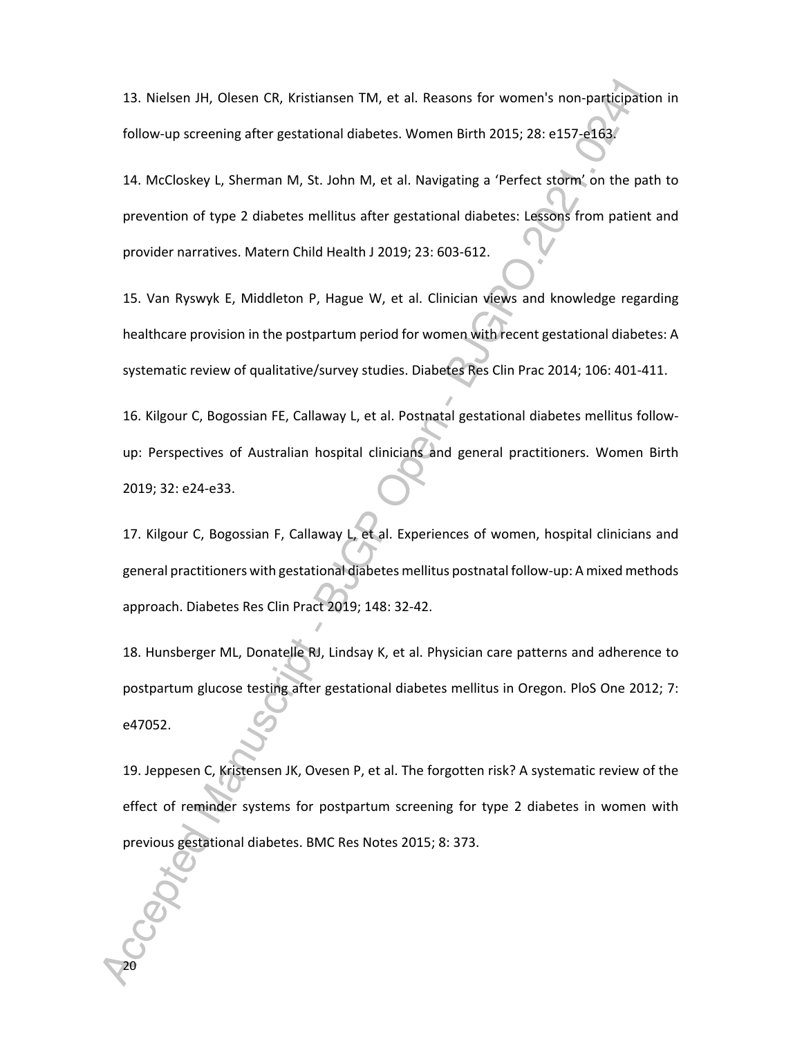13. Nielsen JH, Olesen CR, Kristiansen TM, et al. Reasons for women's non-participation in follow-up screening after gestational diabetes. Women Birth 2015; 28: e157-e163.

14. McCloskey L, Sherman M, St. John M, et al. Navigating a 'Perfect storm' on the path to prevention of type 2 diabetes mellitus after gestational diabetes: Lessons from patient and provider narratives. Matern Child Health J 2019; 23: 603-612.

15. Van Ryswyk E, Middleton P, Hague W, et al. Clinician views and knowledge regarding healthcare provision in the postpartum period for women with recent gestational diabetes: A systematic review of qualitative/survey studies. Diabetes Res Clin Prac 2014; 106: 401-411.

16. Kilgour C, Bogossian FE, Callaway L, et al. Postnatal gestational diabetes mellitus follow-up: Perspectives of Australian hospital clinicians and general practitioners. Women Birth 2019; 32: e24-e33.

17. Kilgour C, Bogossian F, Callaway L, et al. Experiences of women, hospital clinicians and general practitioners with gestational diabetes mellitus postnatal follow-up: A mixed methods approach. Diabetes Res Clin Pract 2019; 148: 32-42.

18. Hunsberger ML, Donatelle RJ, Lindsay K, et al. Physician care patterns and adherence to postpartum glucose testing after gestational diabetes mellitus in Oregon. PloS One 2012; 7: e47052.

19. Jeppesen C, Kristensen JK, Ovesen P, et al. The forgotten risk? A systematic review of the effect of reminder systems for postpartum screening for type 2 diabetes in women with previous gestational diabetes. BMC Res Notes 2015; 8: 373.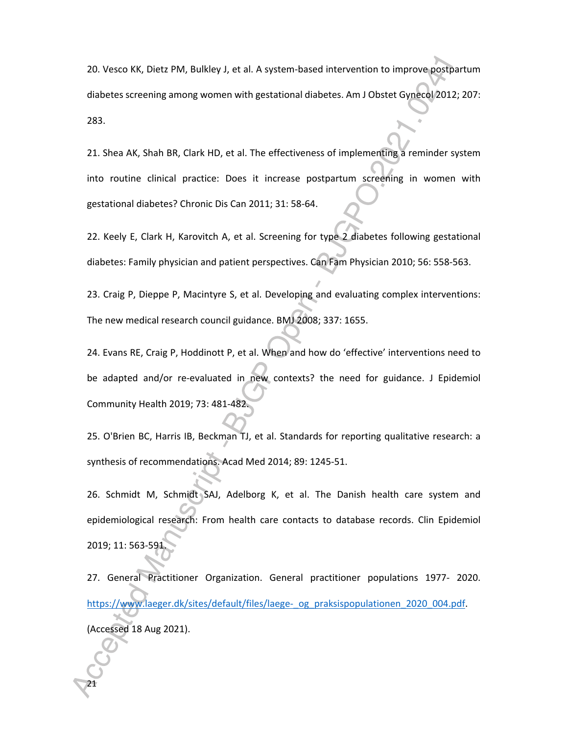20. Vesco KK, Dietz PM, Bulkley J, et al. A system-based intervention to improve postpartum diabetes screening among women with gestational diabetes. Am J Obstet Gynecol 2012; 207: 283.

21. Shea AK, Shah BR, Clark HD, et al. The effectiveness of implementing a reminder system into routine clinical practice: Does it increase postpartum screening in women with gestational diabetes? Chronic Dis Can 2011; 31: 58-64.

22. Keely E, Clark H, Karovitch A, et al. Screening for type 2 diabetes following gestational diabetes: Family physician and patient perspectives. Can Fam Physician 2010; 56: 558-563.

23. Craig P, Dieppe P, Macintyre S, et al. Developing and evaluating complex interventions: The new medical research council guidance. BMJ 2008; 337: 1655.

24. Evans RE, Craig P, Hoddinott P, et al. When and how do 'effective' interventions need to be adapted and/or re-evaluated in new contexts? the need for guidance. J Epidemiol Community Health 2019; 73: 481-482.

25. O'Brien BC, Harris IB, Beckman TJ, et al. Standards for reporting qualitative research: a synthesis of recommendations. Acad Med 2014; 89: 1245-51.

26. Schmidt M, Schmidt SAJ, Adelborg K, et al. The Danish health care system and epidemiological research: From health care contacts to database records. Clin Epidemiol 2019; 11: 563-591.

27. General Practitioner Organization. General practitioner populations 1977- 2020. https://www.laeger.dk/sites/default/files/laege-_og_praksispopulationen_2020_004.pdf. (Accessed 18 Aug 2021).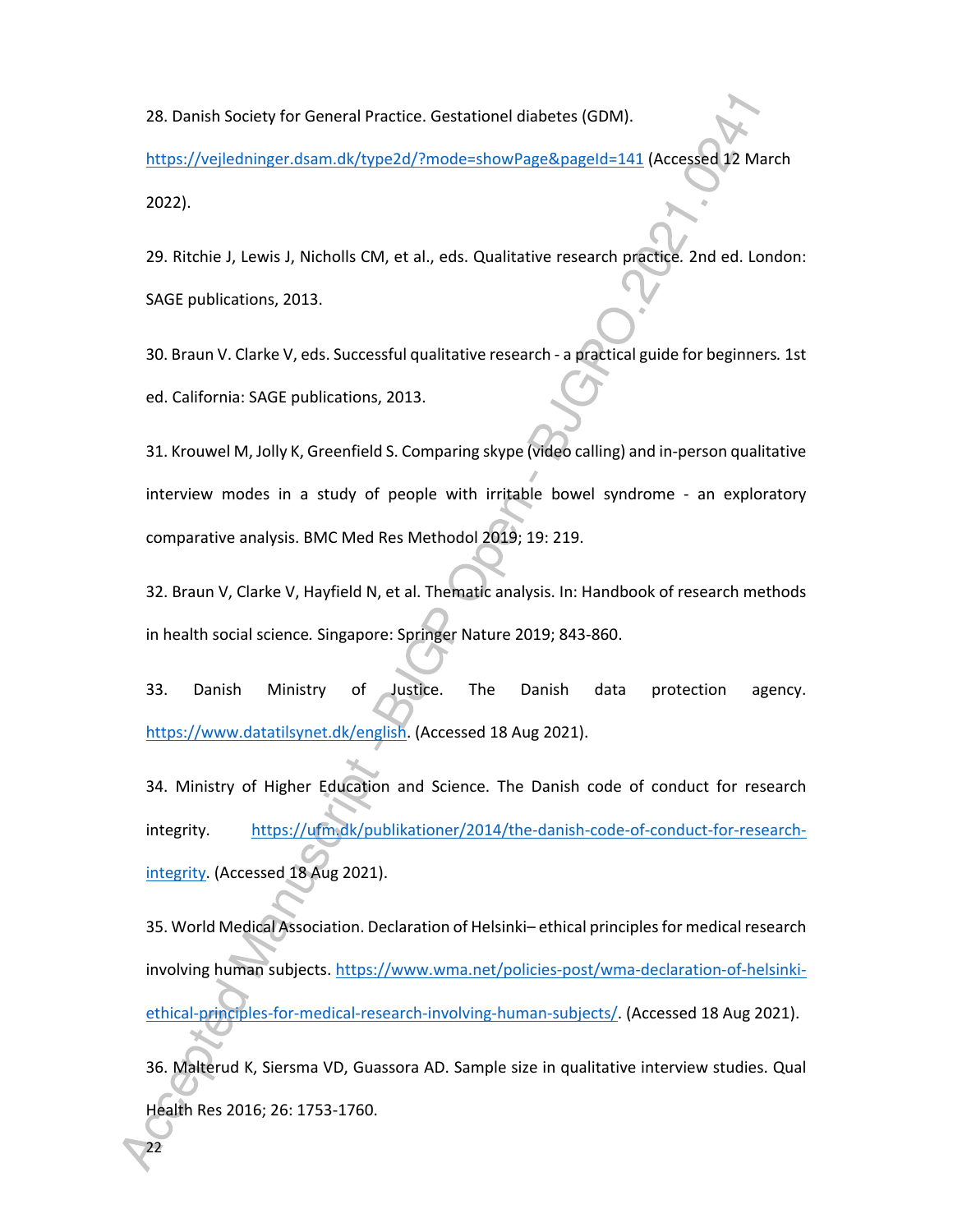28. Danish Society for General Practice. Gestationel diabetes (GDM). https://vejledninger.dsam.dk/type2d/?mode=showPage&pageId=141 (Accessed 12 March 2022).

29. Ritchie J, Lewis J, Nicholls CM, et al., eds. Qualitative research practice. 2nd ed. London: SAGE publications, 2013.

30. Braun V. Clarke V, eds. Successful qualitative research - a practical guide for beginners. 1st ed. California: SAGE publications, 2013.

31. Krouwel M, Jolly K, Greenfield S. Comparing skype (video calling) and in-person qualitative interview modes in a study of people with irritable bowel syndrome - an exploratory comparative analysis. BMC Med Res Methodol 2019; 19: 219.

32. Braun V, Clarke V, Hayfield N, et al. Thematic analysis. In: Handbook of research methods in health social science. Singapore: Springer Nature 2019; 843-860.

33. Danish Ministry of Justice. The Danish data protection agency. https://www.datatilsynet.dk/english. (Accessed 18 Aug 2021).

34. Ministry of Higher Education and Science. The Danish code of conduct for research integrity. https://ufm.dk/publikationer/2014/the-danish-code-of-conduct-for-research-integrity. (Accessed 18 Aug 2021).

35. World Medical Association. Declaration of Helsinki– ethical principles for medical research involving human subjects. https://www.wma.net/policies-post/wma-declaration-of-helsinki-ethical-principles-for-medical-research-involving-human-subjects/. (Accessed 18 Aug 2021).

36. Malterud K, Siersma VD, Guassora AD. Sample size in qualitative interview studies. Qual Health Res 2016; 26: 1753-1760.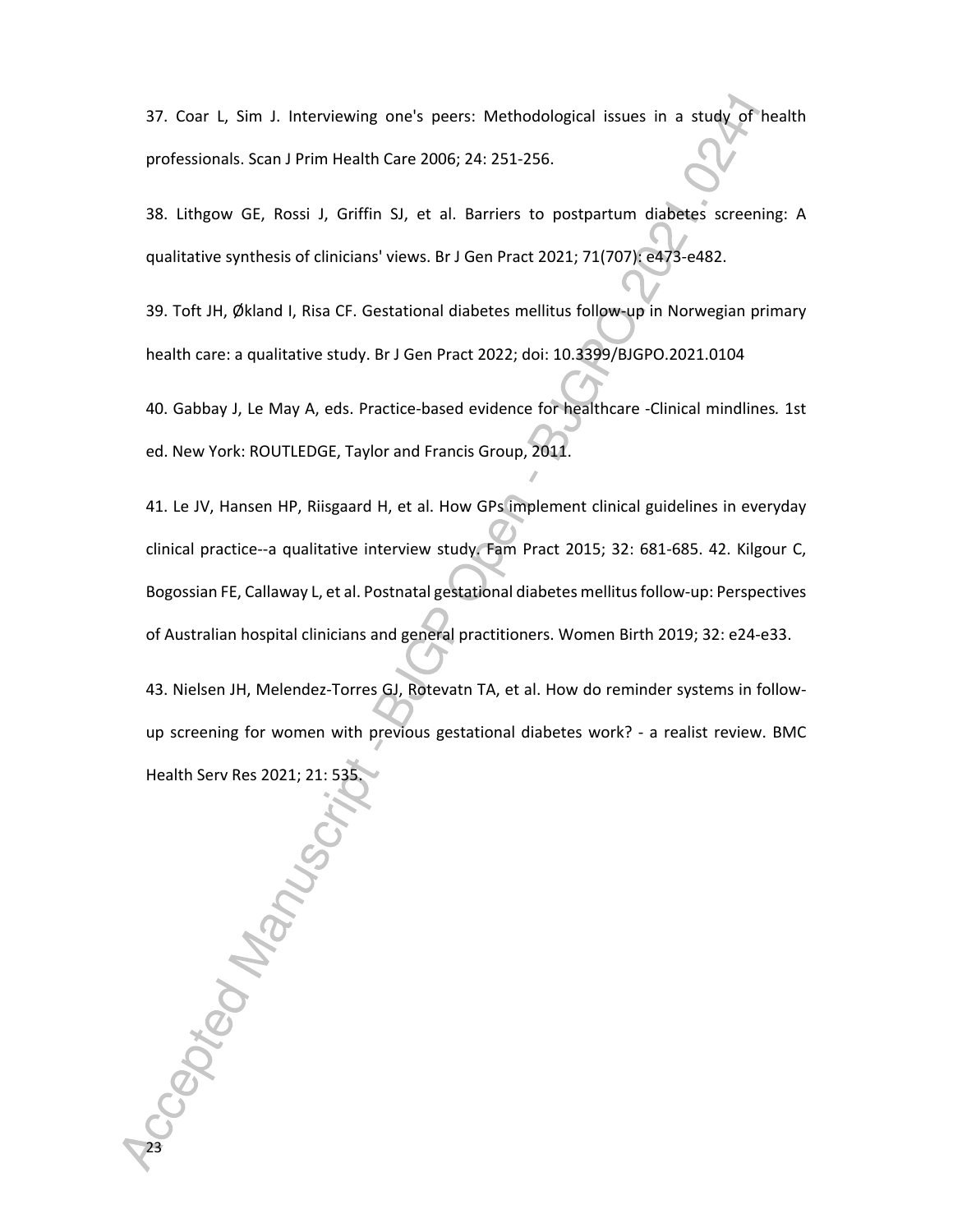37. Coar L, Sim J. Interviewing one's peers: Methodological issues in a study of health professionals. Scan J Prim Health Care 2006; 24: 251-256.

38. Lithgow GE, Rossi J, Griffin SJ, et al. Barriers to postpartum diabetes screening: A qualitative synthesis of clinicians' views. Br J Gen Pract 2021; 71(707): e473-e482.

39. Toft JH, Økland I, Risa CF. Gestational diabetes mellitus follow-up in Norwegian primary health care: a qualitative study. Br J Gen Pract 2022; doi: 10.3399/BJGPO.2021.0104

40. Gabbay J, Le May A, eds. Practice-based evidence for healthcare -Clinical mindlines*.* 1st ed. New York: ROUTLEDGE, Taylor and Francis Group, 2011.

41. Le JV, Hansen HP, Riisgaard H, et al. How GPs implement clinical guidelines in everyday clinical practice--a qualitative interview study. Fam Pract 2015; 32: 681-685. 42. Kilgour C, Bogossian FE, Callaway L, et al. Postnatal gestational diabetes mellitus follow-up: Perspectives of Australian hospital clinicians and general practitioners. Women Birth 2019; 32: e24-e33.

43. Nielsen JH, Melendez-Torres GJ, Rotevatn TA, et al. How do reminder systems in follow-up screening for women with previous gestational diabetes work? - a realist review. BMC Health Serv Res 2021; 21: 535.